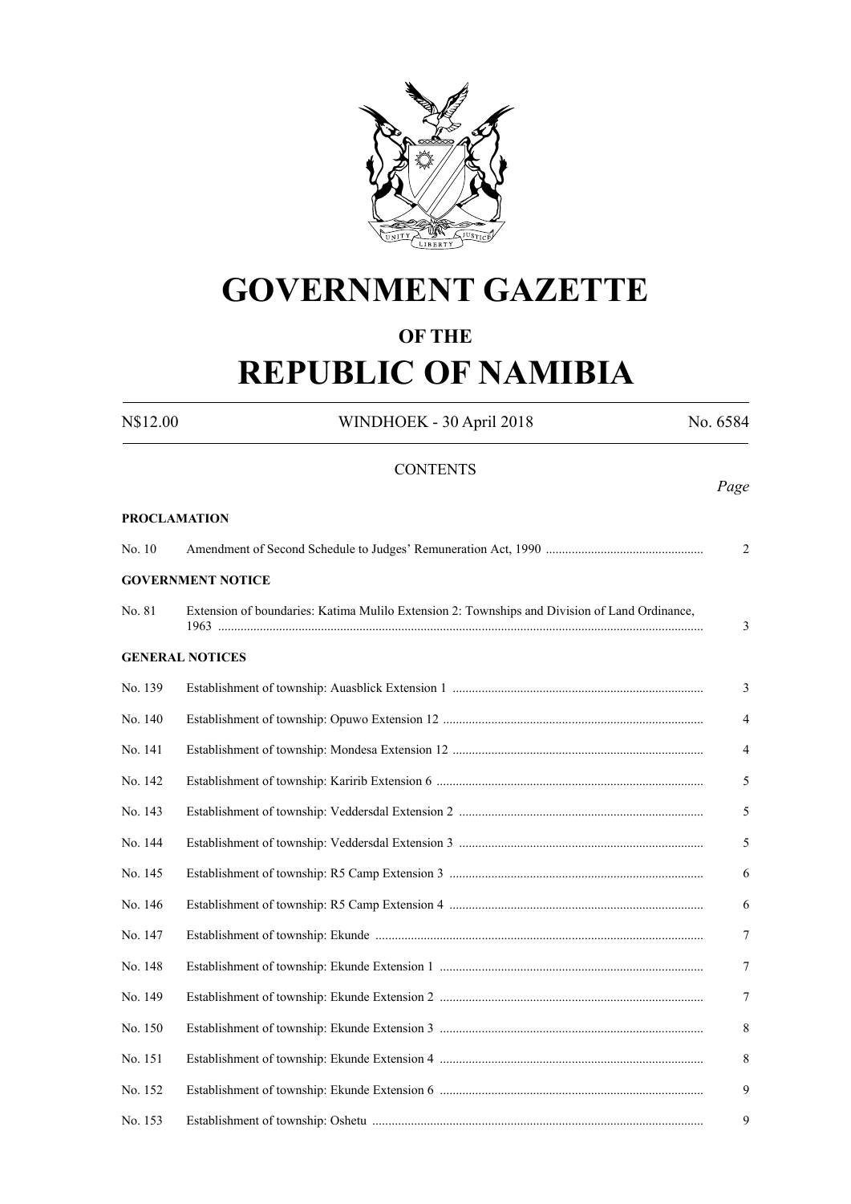# GOVERNMENT GAZETTE

## OF THE

# REPUBLIC OF NAMIBIA

N$12.00 WINDHOEK - 30 April 2018 No. 6584

## CONTENTS

*Page*

**PROCLAMATION**

| | | |
|---|---|---|
| No. 10 | Amendment of Second Schedule to Judges' Remuneration Act, 1990 | 2 |

**GOVERNMENT NOTICE**

| | | |
|---|---|---|
| No. 81 | Extension of boundaries: Katima Mulilo Extension 2: Townships and Division of Land Ordinance, 1963 | 3 |

**GENERAL NOTICES**

| | | |
|---|---|---|
| No. 139 | Establishment of township: Auasblick Extension 1 | 3 |
| No. 140 | Establishment of township: Opuwo Extension 12 | 4 |
| No. 141 | Establishment of township: Mondesa Extension 12 | 4 |
| No. 142 | Establishment of township: Karirib Extension 6 | 5 |
| No. 143 | Establishment of township: Veddersdal Extension 2 | 5 |
| No. 144 | Establishment of township: Veddersdal Extension 3 | 5 |
| No. 145 | Establishment of township: R5 Camp Extension 3 | 6 |
| No. 146 | Establishment of township: R5 Camp Extension 4 | 6 |
| No. 147 | Establishment of township: Ekunde | 7 |
| No. 148 | Establishment of township: Ekunde Extension 1 | 7 |
| No. 149 | Establishment of township: Ekunde Extension 2 | 7 |
| No. 150 | Establishment of township: Ekunde Extension 3 | 8 |
| No. 151 | Establishment of township: Ekunde Extension 4 | 8 |
| No. 152 | Establishment of township: Ekunde Extension 6 | 9 |
| No. 153 | Establishment of township: Oshetu | 9 |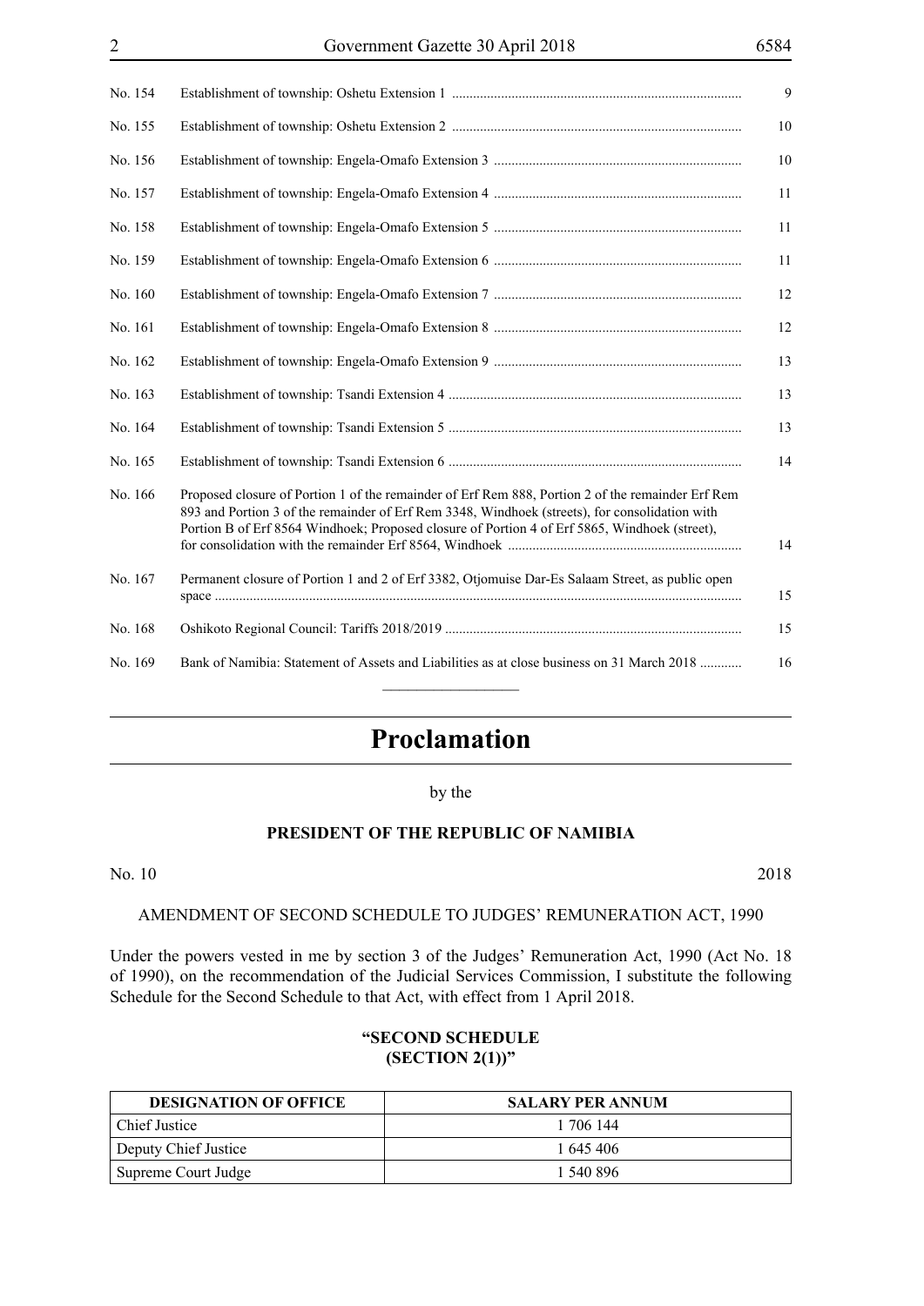| | | |
|---|---|---|
| No. 154 | Establishment of township: Oshetu Extension 1 | 9 |
| No. 155 | Establishment of township: Oshetu Extension 2 | 10 |
| No. 156 | Establishment of township: Engela-Omafo Extension 3 | 10 |
| No. 157 | Establishment of township: Engela-Omafo Extension 4 | 11 |
| No. 158 | Establishment of township: Engela-Omafo Extension 5 | 11 |
| No. 159 | Establishment of township: Engela-Omafo Extension 6 | 11 |
| No. 160 | Establishment of township: Engela-Omafo Extension 7 | 12 |
| No. 161 | Establishment of township: Engela-Omafo Extension 8 | 12 |
| No. 162 | Establishment of township: Engela-Omafo Extension 9 | 13 |
| No. 163 | Establishment of township: Tsandi Extension 4 | 13 |
| No. 164 | Establishment of township: Tsandi Extension 5 | 13 |
| No. 165 | Establishment of township: Tsandi Extension 6 | 14 |
| No. 166 | Proposed closure of Portion 1 of the remainder of Erf Rem 888, Portion 2 of the remainder Erf Rem 893 and Portion 3 of the remainder of Erf Rem 3348, Windhoek (streets), for consolidation with Portion B of Erf 8564 Windhoek; Proposed closure of Portion 4 of Erf 5865, Windhoek (street), for consolidation with the remainder Erf 8564, Windhoek | 14 |
| No. 167 | Permanent closure of Portion 1 and 2 of Erf 3382, Otjomuise Dar-Es Salaam Street, as public open space | 15 |
| No. 168 | Oshikoto Regional Council: Tariffs 2018/2019 | 15 |
| No. 169 | Bank of Namibia: Statement of Assets and Liabilities as at close business on 31 March 2018 | 16 |

# Proclamation

by the

**PRESIDENT OF THE REPUBLIC OF NAMIBIA**

No. 10 2018

AMENDMENT OF SECOND SCHEDULE TO JUDGES' REMUNERATION ACT, 1990

Under the powers vested in me by section 3 of the Judges' Remuneration Act, 1990 (Act No. 18 of 1990), on the recommendation of the Judicial Services Commission, I substitute the following Schedule for the Second Schedule to that Act, with effect from 1 April 2018.

**"SECOND SCHEDULE**
**(SECTION 2(1))"**

| DESIGNATION OF OFFICE | SALARY PER ANNUM |
|---|---|
| Chief Justice | 1 706 144 |
| Deputy Chief Justice | 1 645 406 |
| Supreme Court Judge | 1 540 896 |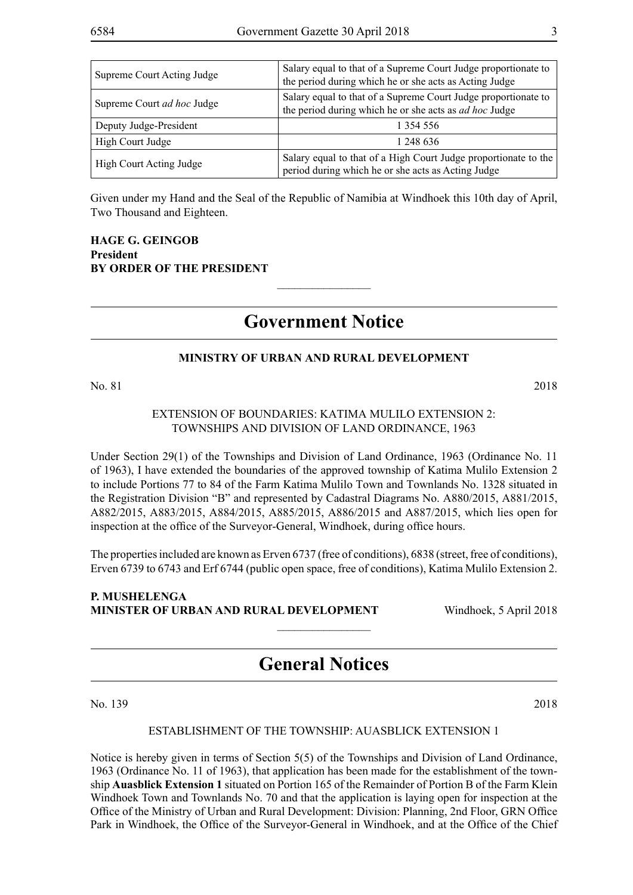| | |
|---|---|
| Supreme Court Acting Judge | Salary equal to that of a Supreme Court Judge proportionate to the period during which he or she acts as Acting Judge |
| Supreme Court *ad hoc* Judge | Salary equal to that of a Supreme Court Judge proportionate to the period during which he or she acts as *ad hoc* Judge |
| Deputy Judge-President | 1 354 556 |
| High Court Judge | 1 248 636 |
| High Court Acting Judge | Salary equal to that of a High Court Judge proportionate to the period during which he or she acts as Acting Judge |

Given under my Hand and the Seal of the Republic of Namibia at Windhoek this 10th day of April, Two Thousand and Eighteen.

**HAGE G. GEINGOB**
**President**
**BY ORDER OF THE PRESIDENT**

# Government Notice

**MINISTRY OF URBAN AND RURAL DEVELOPMENT**

No. 81 2018

EXTENSION OF BOUNDARIES: KATIMA MULILO EXTENSION 2:
TOWNSHIPS AND DIVISION OF LAND ORDINANCE, 1963

Under Section 29(1) of the Townships and Division of Land Ordinance, 1963 (Ordinance No. 11 of 1963), I have extended the boundaries of the approved township of Katima Mulilo Extension 2 to include Portions 77 to 84 of the Farm Katima Mulilo Town and Townlands No. 1328 situated in the Registration Division "B" and represented by Cadastral Diagrams No. A880/2015, A881/2015, A882/2015, A883/2015, A884/2015, A885/2015, A886/2015 and A887/2015, which lies open for inspection at the office of the Surveyor-General, Windhoek, during office hours.

The properties included are known as Erven 6737 (free of conditions), 6838 (street, free of conditions), Erven 6739 to 6743 and Erf 6744 (public open space, free of conditions), Katima Mulilo Extension 2.

**P. MUSHELENGA**
**MINISTER OF URBAN AND RURAL DEVELOPMENT** Windhoek, 5 April 2018

# General Notices

No. 139 2018

ESTABLISHMENT OF THE TOWNSHIP: AUASBLICK EXTENSION 1

Notice is hereby given in terms of Section 5(5) of the Townships and Division of Land Ordinance, 1963 (Ordinance No. 11 of 1963), that application has been made for the establishment of the township **Auasblick Extension 1** situated on Portion 165 of the Remainder of Portion B of the Farm Klein Windhoek Town and Townlands No. 70 and that the application is laying open for inspection at the Office of the Ministry of Urban and Rural Development: Division: Planning, 2nd Floor, GRN Office Park in Windhoek, the Office of the Surveyor-General in Windhoek, and at the Office of the Chief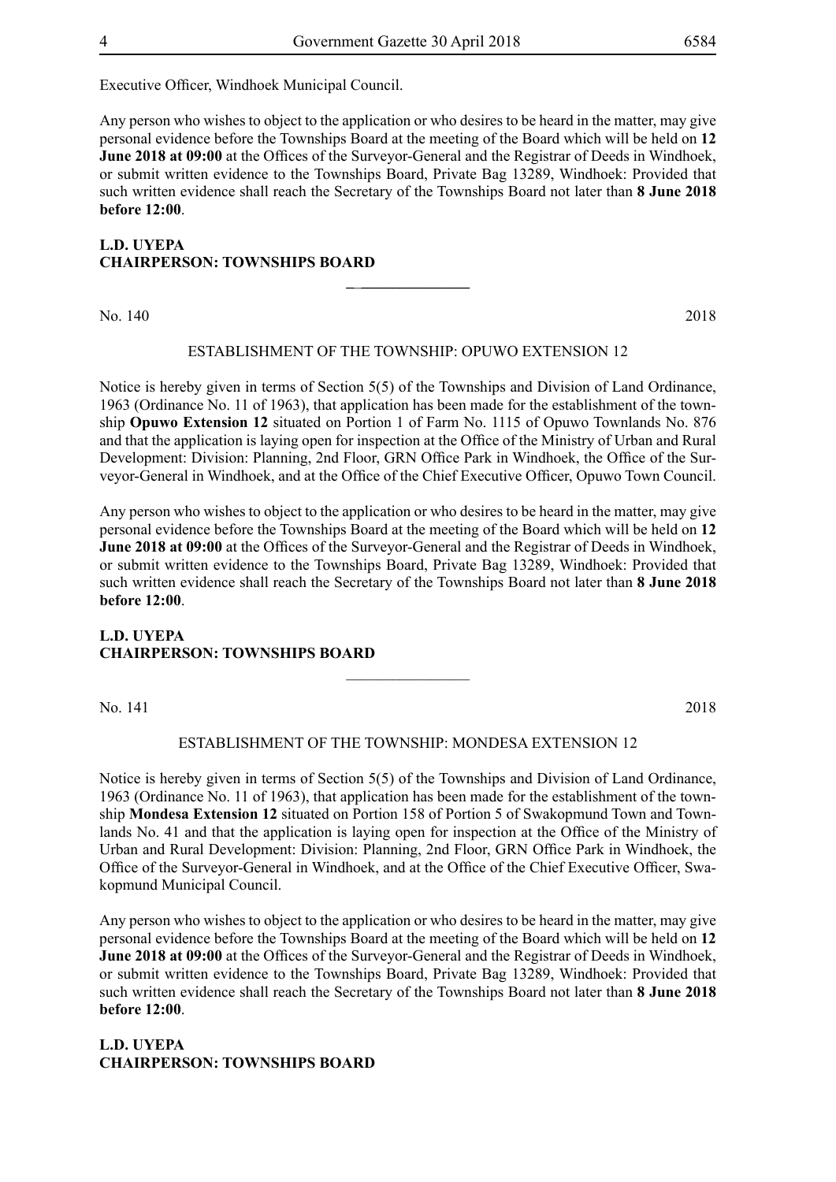Executive Officer, Windhoek Municipal Council.

Any person who wishes to object to the application or who desires to be heard in the matter, may give personal evidence before the Townships Board at the meeting of the Board which will be held on **12 June 2018 at 09:00** at the Offices of the Surveyor-General and the Registrar of Deeds in Windhoek, or submit written evidence to the Townships Board, Private Bag 13289, Windhoek: Provided that such written evidence shall reach the Secretary of the Townships Board not later than **8 June 2018 before 12:00**.

**L.D. UYEPA**
**CHAIRPERSON: TOWNSHIPS BOARD**

---

No. 140 2018

ESTABLISHMENT OF THE TOWNSHIP: OPUWO EXTENSION 12

Notice is hereby given in terms of Section 5(5) of the Townships and Division of Land Ordinance, 1963 (Ordinance No. 11 of 1963), that application has been made for the establishment of the township **Opuwo Extension 12** situated on Portion 1 of Farm No. 1115 of Opuwo Townlands No. 876 and that the application is laying open for inspection at the Office of the Ministry of Urban and Rural Development: Division: Planning, 2nd Floor, GRN Office Park in Windhoek, the Office of the Surveyor-General in Windhoek, and at the Office of the Chief Executive Officer, Opuwo Town Council.

Any person who wishes to object to the application or who desires to be heard in the matter, may give personal evidence before the Townships Board at the meeting of the Board which will be held on **12 June 2018 at 09:00** at the Offices of the Surveyor-General and the Registrar of Deeds in Windhoek, or submit written evidence to the Townships Board, Private Bag 13289, Windhoek: Provided that such written evidence shall reach the Secretary of the Townships Board not later than **8 June 2018 before 12:00**.

**L.D. UYEPA**
**CHAIRPERSON: TOWNSHIPS BOARD**

---

No. 141 2018

ESTABLISHMENT OF THE TOWNSHIP: MONDESA EXTENSION 12

Notice is hereby given in terms of Section 5(5) of the Townships and Division of Land Ordinance, 1963 (Ordinance No. 11 of 1963), that application has been made for the establishment of the township **Mondesa Extension 12** situated on Portion 158 of Portion 5 of Swakopmund Town and Townlands No. 41 and that the application is laying open for inspection at the Office of the Ministry of Urban and Rural Development: Division: Planning, 2nd Floor, GRN Office Park in Windhoek, the Office of the Surveyor-General in Windhoek, and at the Office of the Chief Executive Officer, Swakopmund Municipal Council.

Any person who wishes to object to the application or who desires to be heard in the matter, may give personal evidence before the Townships Board at the meeting of the Board which will be held on **12 June 2018 at 09:00** at the Offices of the Surveyor-General and the Registrar of Deeds in Windhoek, or submit written evidence to the Townships Board, Private Bag 13289, Windhoek: Provided that such written evidence shall reach the Secretary of the Townships Board not later than **8 June 2018 before 12:00**.

**L.D. UYEPA**
**CHAIRPERSON: TOWNSHIPS BOARD**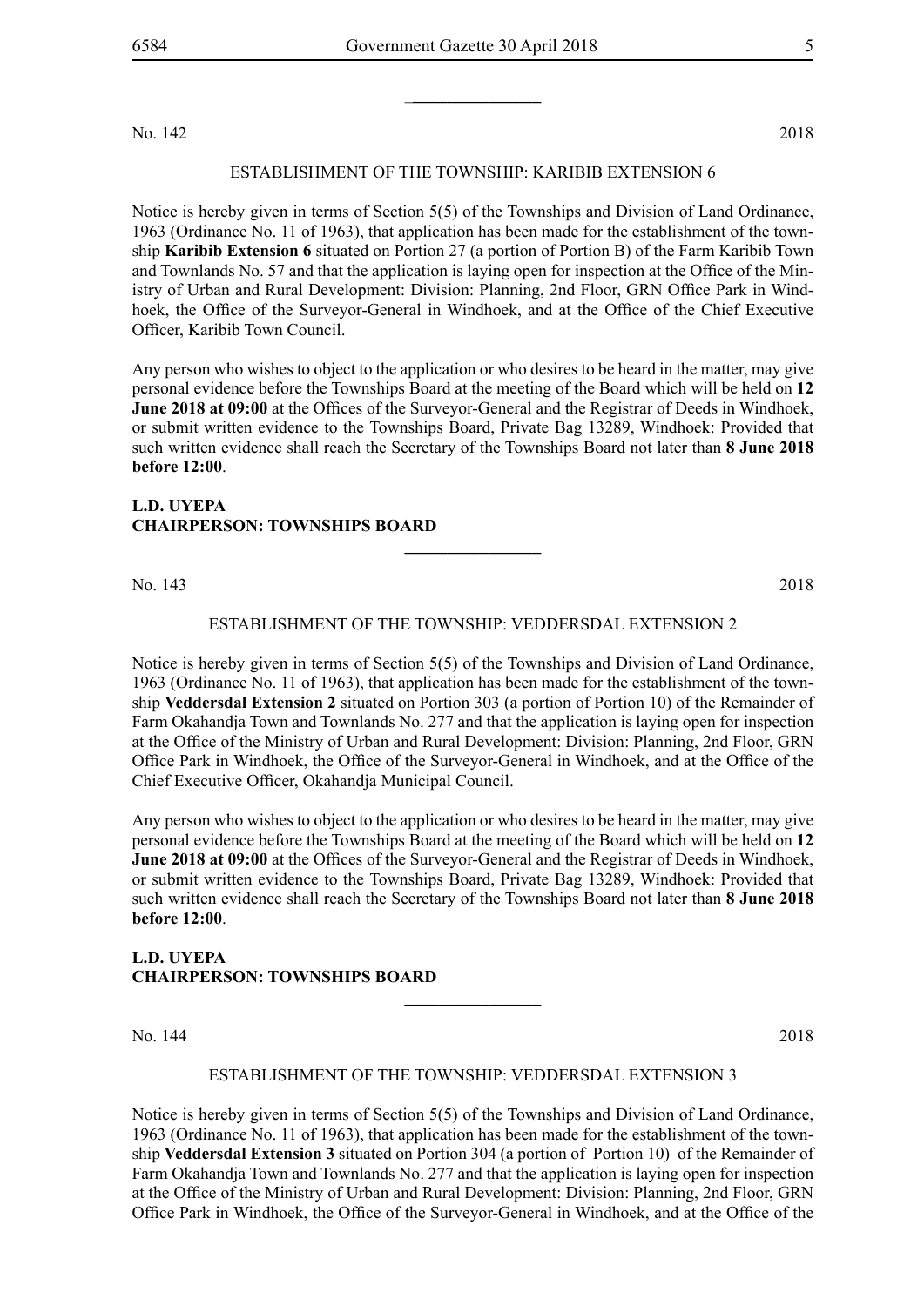No. 142 2018

ESTABLISHMENT OF THE TOWNSHIP: KARIBIB EXTENSION 6

Notice is hereby given in terms of Section 5(5) of the Townships and Division of Land Ordinance, 1963 (Ordinance No. 11 of 1963), that application has been made for the establishment of the township **Karibib Extension 6** situated on Portion 27 (a portion of Portion B) of the Farm Karibib Town and Townlands No. 57 and that the application is laying open for inspection at the Office of the Ministry of Urban and Rural Development: Division: Planning, 2nd Floor, GRN Office Park in Windhoek, the Office of the Surveyor-General in Windhoek, and at the Office of the Chief Executive Officer, Karibib Town Council.

Any person who wishes to object to the application or who desires to be heard in the matter, may give personal evidence before the Townships Board at the meeting of the Board which will be held on **12 June 2018 at 09:00** at the Offices of the Surveyor-General and the Registrar of Deeds in Windhoek, or submit written evidence to the Townships Board, Private Bag 13289, Windhoek: Provided that such written evidence shall reach the Secretary of the Townships Board not later than **8 June 2018 before 12:00**.

**L.D. UYEPA**
**CHAIRPERSON: TOWNSHIPS BOARD**

---

No. 143 2018

ESTABLISHMENT OF THE TOWNSHIP: VEDDERSDAL EXTENSION 2

Notice is hereby given in terms of Section 5(5) of the Townships and Division of Land Ordinance, 1963 (Ordinance No. 11 of 1963), that application has been made for the establishment of the township **Veddersdal Extension 2** situated on Portion 303 (a portion of Portion 10) of the Remainder of Farm Okahandja Town and Townlands No. 277 and that the application is laying open for inspection at the Office of the Ministry of Urban and Rural Development: Division: Planning, 2nd Floor, GRN Office Park in Windhoek, the Office of the Surveyor-General in Windhoek, and at the Office of the Chief Executive Officer, Okahandja Municipal Council.

Any person who wishes to object to the application or who desires to be heard in the matter, may give personal evidence before the Townships Board at the meeting of the Board which will be held on **12 June 2018 at 09:00** at the Offices of the Surveyor-General and the Registrar of Deeds in Windhoek, or submit written evidence to the Townships Board, Private Bag 13289, Windhoek: Provided that such written evidence shall reach the Secretary of the Townships Board not later than **8 June 2018 before 12:00**.

**L.D. UYEPA**
**CHAIRPERSON: TOWNSHIPS BOARD**

---

No. 144 2018

ESTABLISHMENT OF THE TOWNSHIP: VEDDERSDAL EXTENSION 3

Notice is hereby given in terms of Section 5(5) of the Townships and Division of Land Ordinance, 1963 (Ordinance No. 11 of 1963), that application has been made for the establishment of the township **Veddersdal Extension 3** situated on Portion 304 (a portion of Portion 10) of the Remainder of Farm Okahandja Town and Townlands No. 277 and that the application is laying open for inspection at the Office of the Ministry of Urban and Rural Development: Division: Planning, 2nd Floor, GRN Office Park in Windhoek, the Office of the Surveyor-General in Windhoek, and at the Office of the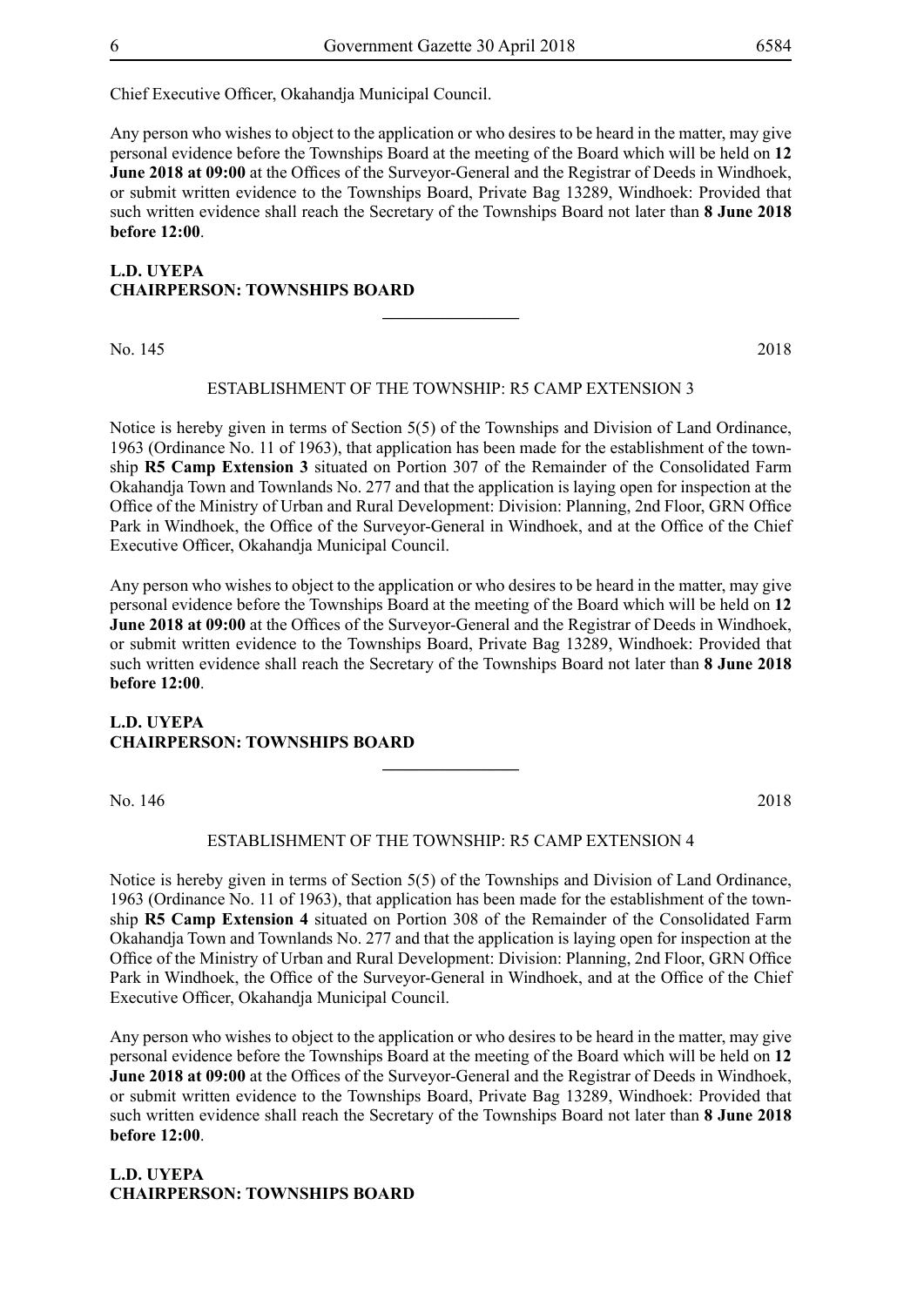Chief Executive Officer, Okahandja Municipal Council.

Any person who wishes to object to the application or who desires to be heard in the matter, may give personal evidence before the Townships Board at the meeting of the Board which will be held on **12 June 2018 at 09:00** at the Offices of the Surveyor-General and the Registrar of Deeds in Windhoek, or submit written evidence to the Townships Board, Private Bag 13289, Windhoek: Provided that such written evidence shall reach the Secretary of the Townships Board not later than **8 June 2018 before 12:00**.

**L.D. UYEPA**
**CHAIRPERSON: TOWNSHIPS BOARD**

---

No. 145 2018

ESTABLISHMENT OF THE TOWNSHIP: R5 CAMP EXTENSION 3

Notice is hereby given in terms of Section 5(5) of the Townships and Division of Land Ordinance, 1963 (Ordinance No. 11 of 1963), that application has been made for the establishment of the township **R5 Camp Extension 3** situated on Portion 307 of the Remainder of the Consolidated Farm Okahandja Town and Townlands No. 277 and that the application is laying open for inspection at the Office of the Ministry of Urban and Rural Development: Division: Planning, 2nd Floor, GRN Office Park in Windhoek, the Office of the Surveyor-General in Windhoek, and at the Office of the Chief Executive Officer, Okahandja Municipal Council.

Any person who wishes to object to the application or who desires to be heard in the matter, may give personal evidence before the Townships Board at the meeting of the Board which will be held on **12 June 2018 at 09:00** at the Offices of the Surveyor-General and the Registrar of Deeds in Windhoek, or submit written evidence to the Townships Board, Private Bag 13289, Windhoek: Provided that such written evidence shall reach the Secretary of the Townships Board not later than **8 June 2018 before 12:00**.

**L.D. UYEPA**
**CHAIRPERSON: TOWNSHIPS BOARD**

---

No. 146 2018

ESTABLISHMENT OF THE TOWNSHIP: R5 CAMP EXTENSION 4

Notice is hereby given in terms of Section 5(5) of the Townships and Division of Land Ordinance, 1963 (Ordinance No. 11 of 1963), that application has been made for the establishment of the township **R5 Camp Extension 4** situated on Portion 308 of the Remainder of the Consolidated Farm Okahandja Town and Townlands No. 277 and that the application is laying open for inspection at the Office of the Ministry of Urban and Rural Development: Division: Planning, 2nd Floor, GRN Office Park in Windhoek, the Office of the Surveyor-General in Windhoek, and at the Office of the Chief Executive Officer, Okahandja Municipal Council.

Any person who wishes to object to the application or who desires to be heard in the matter, may give personal evidence before the Townships Board at the meeting of the Board which will be held on **12 June 2018 at 09:00** at the Offices of the Surveyor-General and the Registrar of Deeds in Windhoek, or submit written evidence to the Townships Board, Private Bag 13289, Windhoek: Provided that such written evidence shall reach the Secretary of the Townships Board not later than **8 June 2018 before 12:00**.

**L.D. UYEPA**
**CHAIRPERSON: TOWNSHIPS BOARD**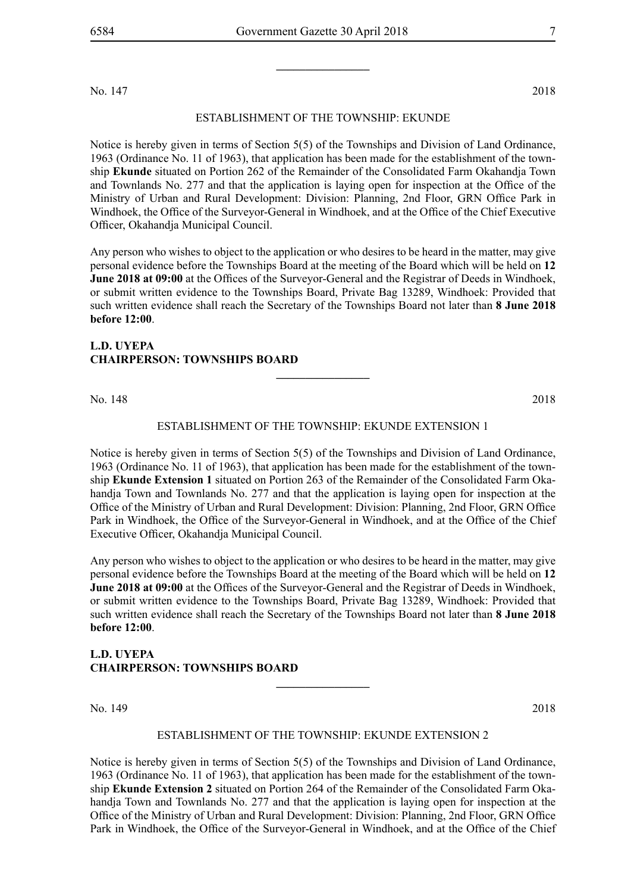No. 147 2018

ESTABLISHMENT OF THE TOWNSHIP: EKUNDE

Notice is hereby given in terms of Section 5(5) of the Townships and Division of Land Ordinance, 1963 (Ordinance No. 11 of 1963), that application has been made for the establishment of the township **Ekunde** situated on Portion 262 of the Remainder of the Consolidated Farm Okahandja Town and Townlands No. 277 and that the application is laying open for inspection at the Office of the Ministry of Urban and Rural Development: Division: Planning, 2nd Floor, GRN Office Park in Windhoek, the Office of the Surveyor-General in Windhoek, and at the Office of the Chief Executive Officer, Okahandja Municipal Council.

Any person who wishes to object to the application or who desires to be heard in the matter, may give personal evidence before the Townships Board at the meeting of the Board which will be held on **12 June 2018 at 09:00** at the Offices of the Surveyor-General and the Registrar of Deeds in Windhoek, or submit written evidence to the Townships Board, Private Bag 13289, Windhoek: Provided that such written evidence shall reach the Secretary of the Townships Board not later than **8 June 2018 before 12:00**.

**L.D. UYEPA**
**CHAIRPERSON: TOWNSHIPS BOARD**

---

No. 148 2018

ESTABLISHMENT OF THE TOWNSHIP: EKUNDE EXTENSION 1

Notice is hereby given in terms of Section 5(5) of the Townships and Division of Land Ordinance, 1963 (Ordinance No. 11 of 1963), that application has been made for the establishment of the township **Ekunde Extension 1** situated on Portion 263 of the Remainder of the Consolidated Farm Okahandja Town and Townlands No. 277 and that the application is laying open for inspection at the Office of the Ministry of Urban and Rural Development: Division: Planning, 2nd Floor, GRN Office Park in Windhoek, the Office of the Surveyor-General in Windhoek, and at the Office of the Chief Executive Officer, Okahandja Municipal Council.

Any person who wishes to object to the application or who desires to be heard in the matter, may give personal evidence before the Townships Board at the meeting of the Board which will be held on **12 June 2018 at 09:00** at the Offices of the Surveyor-General and the Registrar of Deeds in Windhoek, or submit written evidence to the Townships Board, Private Bag 13289, Windhoek: Provided that such written evidence shall reach the Secretary of the Townships Board not later than **8 June 2018 before 12:00**.

**L.D. UYEPA**
**CHAIRPERSON: TOWNSHIPS BOARD**

---

No. 149 2018

ESTABLISHMENT OF THE TOWNSHIP: EKUNDE EXTENSION 2

Notice is hereby given in terms of Section 5(5) of the Townships and Division of Land Ordinance, 1963 (Ordinance No. 11 of 1963), that application has been made for the establishment of the township **Ekunde Extension 2** situated on Portion 264 of the Remainder of the Consolidated Farm Okahandja Town and Townlands No. 277 and that the application is laying open for inspection at the Office of the Ministry of Urban and Rural Development: Division: Planning, 2nd Floor, GRN Office Park in Windhoek, the Office of the Surveyor-General in Windhoek, and at the Office of the Chief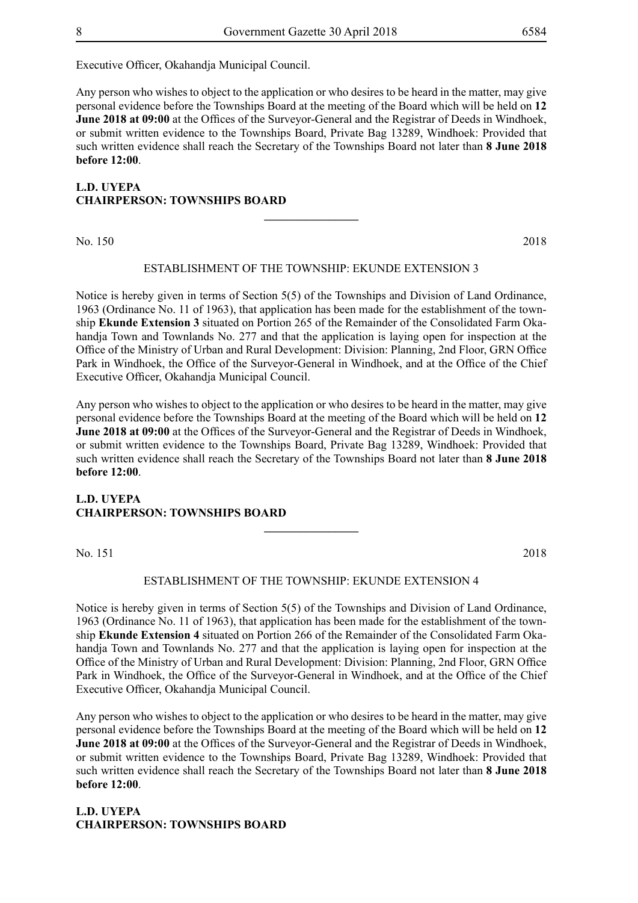Executive Officer, Okahandja Municipal Council.

Any person who wishes to object to the application or who desires to be heard in the matter, may give personal evidence before the Townships Board at the meeting of the Board which will be held on **12 June 2018 at 09:00** at the Offices of the Surveyor-General and the Registrar of Deeds in Windhoek, or submit written evidence to the Townships Board, Private Bag 13289, Windhoek: Provided that such written evidence shall reach the Secretary of the Townships Board not later than **8 June 2018 before 12:00**.

**L.D. UYEPA**
**CHAIRPERSON: TOWNSHIPS BOARD**

---

No. 150 2018

ESTABLISHMENT OF THE TOWNSHIP: EKUNDE EXTENSION 3

Notice is hereby given in terms of Section 5(5) of the Townships and Division of Land Ordinance, 1963 (Ordinance No. 11 of 1963), that application has been made for the establishment of the township **Ekunde Extension 3** situated on Portion 265 of the Remainder of the Consolidated Farm Okahandja Town and Townlands No. 277 and that the application is laying open for inspection at the Office of the Ministry of Urban and Rural Development: Division: Planning, 2nd Floor, GRN Office Park in Windhoek, the Office of the Surveyor-General in Windhoek, and at the Office of the Chief Executive Officer, Okahandja Municipal Council.

Any person who wishes to object to the application or who desires to be heard in the matter, may give personal evidence before the Townships Board at the meeting of the Board which will be held on **12 June 2018 at 09:00** at the Offices of the Surveyor-General and the Registrar of Deeds in Windhoek, or submit written evidence to the Townships Board, Private Bag 13289, Windhoek: Provided that such written evidence shall reach the Secretary of the Townships Board not later than **8 June 2018 before 12:00**.

**L.D. UYEPA**
**CHAIRPERSON: TOWNSHIPS BOARD**

---

No. 151 2018

ESTABLISHMENT OF THE TOWNSHIP: EKUNDE EXTENSION 4

Notice is hereby given in terms of Section 5(5) of the Townships and Division of Land Ordinance, 1963 (Ordinance No. 11 of 1963), that application has been made for the establishment of the township **Ekunde Extension 4** situated on Portion 266 of the Remainder of the Consolidated Farm Okahandja Town and Townlands No. 277 and that the application is laying open for inspection at the Office of the Ministry of Urban and Rural Development: Division: Planning, 2nd Floor, GRN Office Park in Windhoek, the Office of the Surveyor-General in Windhoek, and at the Office of the Chief Executive Officer, Okahandja Municipal Council.

Any person who wishes to object to the application or who desires to be heard in the matter, may give personal evidence before the Townships Board at the meeting of the Board which will be held on **12 June 2018 at 09:00** at the Offices of the Surveyor-General and the Registrar of Deeds in Windhoek, or submit written evidence to the Townships Board, Private Bag 13289, Windhoek: Provided that such written evidence shall reach the Secretary of the Townships Board not later than **8 June 2018 before 12:00**.

**L.D. UYEPA**
**CHAIRPERSON: TOWNSHIPS BOARD**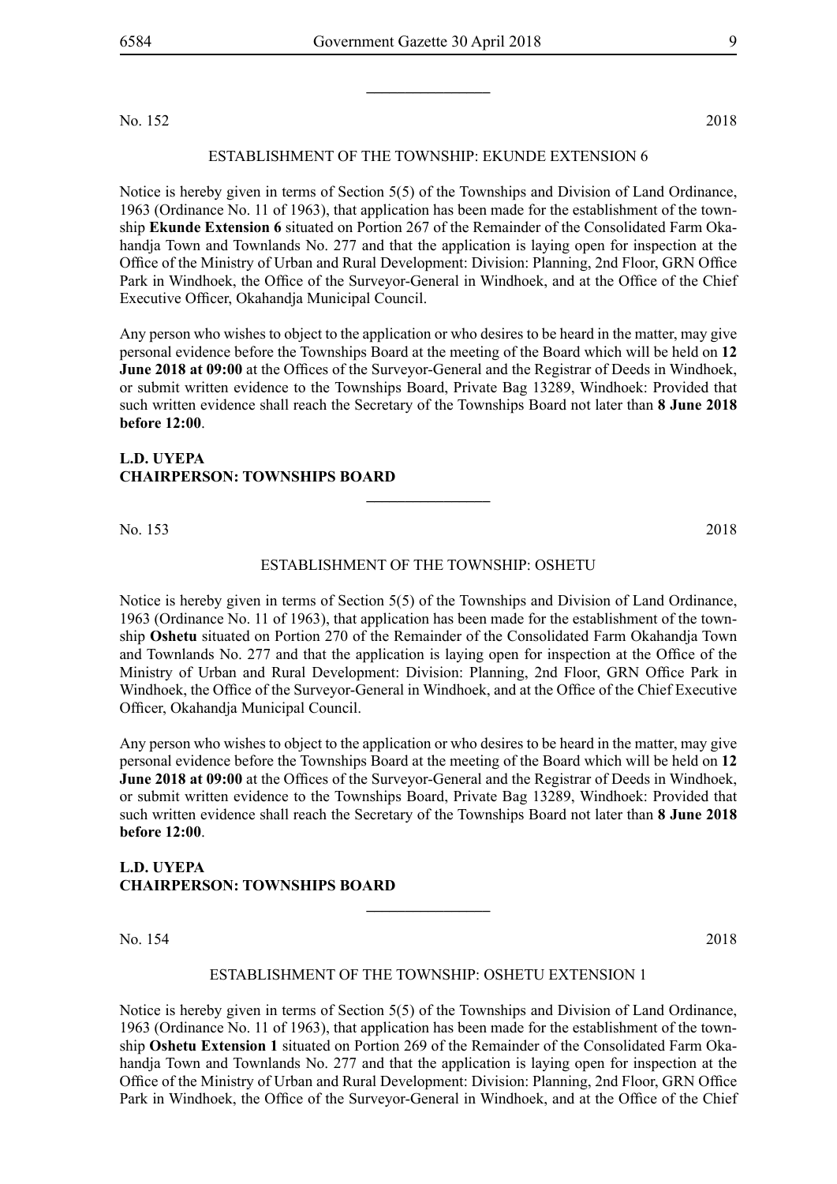No. 152 2018

ESTABLISHMENT OF THE TOWNSHIP: EKUNDE EXTENSION 6

Notice is hereby given in terms of Section 5(5) of the Townships and Division of Land Ordinance, 1963 (Ordinance No. 11 of 1963), that application has been made for the establishment of the township **Ekunde Extension 6** situated on Portion 267 of the Remainder of the Consolidated Farm Okahandja Town and Townlands No. 277 and that the application is laying open for inspection at the Office of the Ministry of Urban and Rural Development: Division: Planning, 2nd Floor, GRN Office Park in Windhoek, the Office of the Surveyor-General in Windhoek, and at the Office of the Chief Executive Officer, Okahandja Municipal Council.

Any person who wishes to object to the application or who desires to be heard in the matter, may give personal evidence before the Townships Board at the meeting of the Board which will be held on **12 June 2018 at 09:00** at the Offices of the Surveyor-General and the Registrar of Deeds in Windhoek, or submit written evidence to the Townships Board, Private Bag 13289, Windhoek: Provided that such written evidence shall reach the Secretary of the Townships Board not later than **8 June 2018 before 12:00**.

**L.D. UYEPA**
**CHAIRPERSON: TOWNSHIPS BOARD**

---

No. 153 2018

ESTABLISHMENT OF THE TOWNSHIP: OSHETU

Notice is hereby given in terms of Section 5(5) of the Townships and Division of Land Ordinance, 1963 (Ordinance No. 11 of 1963), that application has been made for the establishment of the township **Oshetu** situated on Portion 270 of the Remainder of the Consolidated Farm Okahandja Town and Townlands No. 277 and that the application is laying open for inspection at the Office of the Ministry of Urban and Rural Development: Division: Planning, 2nd Floor, GRN Office Park in Windhoek, the Office of the Surveyor-General in Windhoek, and at the Office of the Chief Executive Officer, Okahandja Municipal Council.

Any person who wishes to object to the application or who desires to be heard in the matter, may give personal evidence before the Townships Board at the meeting of the Board which will be held on **12 June 2018 at 09:00** at the Offices of the Surveyor-General and the Registrar of Deeds in Windhoek, or submit written evidence to the Townships Board, Private Bag 13289, Windhoek: Provided that such written evidence shall reach the Secretary of the Townships Board not later than **8 June 2018 before 12:00**.

**L.D. UYEPA**
**CHAIRPERSON: TOWNSHIPS BOARD**

---

No. 154 2018

ESTABLISHMENT OF THE TOWNSHIP: OSHETU EXTENSION 1

Notice is hereby given in terms of Section 5(5) of the Townships and Division of Land Ordinance, 1963 (Ordinance No. 11 of 1963), that application has been made for the establishment of the township **Oshetu Extension 1** situated on Portion 269 of the Remainder of the Consolidated Farm Okahandja Town and Townlands No. 277 and that the application is laying open for inspection at the Office of the Ministry of Urban and Rural Development: Division: Planning, 2nd Floor, GRN Office Park in Windhoek, the Office of the Surveyor-General in Windhoek, and at the Office of the Chief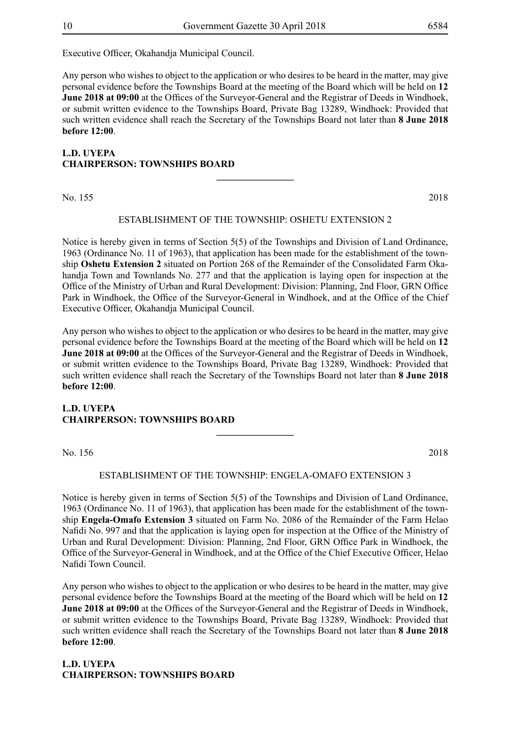Executive Officer, Okahandja Municipal Council.

Any person who wishes to object to the application or who desires to be heard in the matter, may give personal evidence before the Townships Board at the meeting of the Board which will be held on **12 June 2018 at 09:00** at the Offices of the Surveyor-General and the Registrar of Deeds in Windhoek, or submit written evidence to the Townships Board, Private Bag 13289, Windhoek: Provided that such written evidence shall reach the Secretary of the Townships Board not later than **8 June 2018 before 12:00**.

**L.D. UYEPA**
**CHAIRPERSON: TOWNSHIPS BOARD**

---

No. 155 2018

ESTABLISHMENT OF THE TOWNSHIP: OSHETU EXTENSION 2

Notice is hereby given in terms of Section 5(5) of the Townships and Division of Land Ordinance, 1963 (Ordinance No. 11 of 1963), that application has been made for the establishment of the township **Oshetu Extension 2** situated on Portion 268 of the Remainder of the Consolidated Farm Okahandja Town and Townlands No. 277 and that the application is laying open for inspection at the Office of the Ministry of Urban and Rural Development: Division: Planning, 2nd Floor, GRN Office Park in Windhoek, the Office of the Surveyor-General in Windhoek, and at the Office of the Chief Executive Officer, Okahandja Municipal Council.

Any person who wishes to object to the application or who desires to be heard in the matter, may give personal evidence before the Townships Board at the meeting of the Board which will be held on **12 June 2018 at 09:00** at the Offices of the Surveyor-General and the Registrar of Deeds in Windhoek, or submit written evidence to the Townships Board, Private Bag 13289, Windhoek: Provided that such written evidence shall reach the Secretary of the Townships Board not later than **8 June 2018 before 12:00**.

**L.D. UYEPA**
**CHAIRPERSON: TOWNSHIPS BOARD**

---

No. 156 2018

ESTABLISHMENT OF THE TOWNSHIP: ENGELA-OMAFO EXTENSION 3

Notice is hereby given in terms of Section 5(5) of the Townships and Division of Land Ordinance, 1963 (Ordinance No. 11 of 1963), that application has been made for the establishment of the township **Engela-Omafo Extension 3** situated on Farm No. 2086 of the Remainder of the Farm Helao Nafidi No. 997 and that the application is laying open for inspection at the Office of the Ministry of Urban and Rural Development: Division: Planning, 2nd Floor, GRN Office Park in Windhoek, the Office of the Surveyor-General in Windhoek, and at the Office of the Chief Executive Officer, Helao Nafidi Town Council.

Any person who wishes to object to the application or who desires to be heard in the matter, may give personal evidence before the Townships Board at the meeting of the Board which will be held on **12 June 2018 at 09:00** at the Offices of the Surveyor-General and the Registrar of Deeds in Windhoek, or submit written evidence to the Townships Board, Private Bag 13289, Windhoek: Provided that such written evidence shall reach the Secretary of the Townships Board not later than **8 June 2018 before 12:00**.

**L.D. UYEPA**
**CHAIRPERSON: TOWNSHIPS BOARD**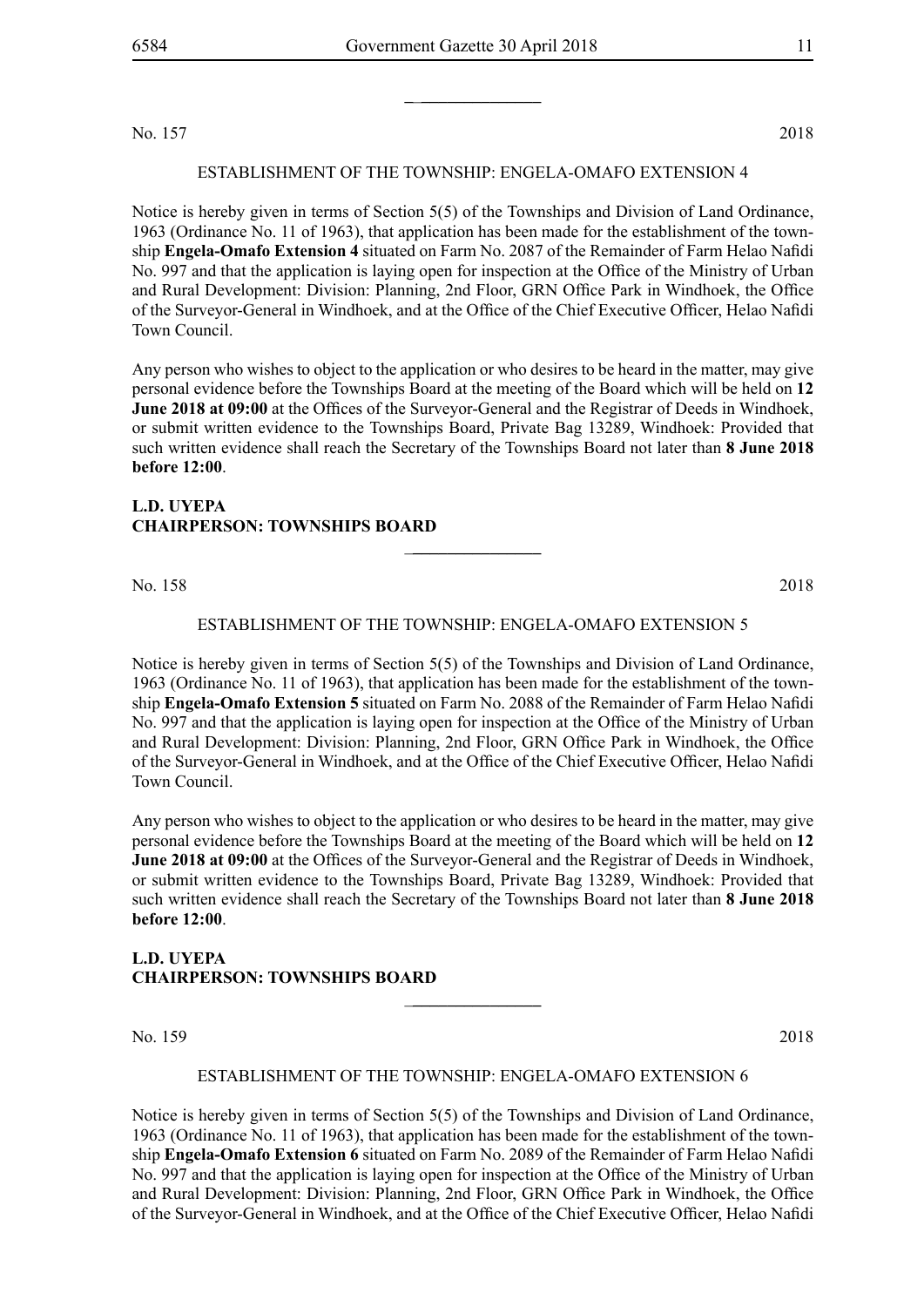No. 157 2018

ESTABLISHMENT OF THE TOWNSHIP: ENGELA-OMAFO EXTENSION 4

Notice is hereby given in terms of Section 5(5) of the Townships and Division of Land Ordinance, 1963 (Ordinance No. 11 of 1963), that application has been made for the establishment of the township **Engela-Omafo Extension 4** situated on Farm No. 2087 of the Remainder of Farm Helao Nafidi No. 997 and that the application is laying open for inspection at the Office of the Ministry of Urban and Rural Development: Division: Planning, 2nd Floor, GRN Office Park in Windhoek, the Office of the Surveyor-General in Windhoek, and at the Office of the Chief Executive Officer, Helao Nafidi Town Council.

Any person who wishes to object to the application or who desires to be heard in the matter, may give personal evidence before the Townships Board at the meeting of the Board which will be held on **12 June 2018 at 09:00** at the Offices of the Surveyor-General and the Registrar of Deeds in Windhoek, or submit written evidence to the Townships Board, Private Bag 13289, Windhoek: Provided that such written evidence shall reach the Secretary of the Townships Board not later than **8 June 2018 before 12:00**.

**L.D. UYEPA**
**CHAIRPERSON: TOWNSHIPS BOARD**

---

No. 158 2018

ESTABLISHMENT OF THE TOWNSHIP: ENGELA-OMAFO EXTENSION 5

Notice is hereby given in terms of Section 5(5) of the Townships and Division of Land Ordinance, 1963 (Ordinance No. 11 of 1963), that application has been made for the establishment of the township **Engela-Omafo Extension 5** situated on Farm No. 2088 of the Remainder of Farm Helao Nafidi No. 997 and that the application is laying open for inspection at the Office of the Ministry of Urban and Rural Development: Division: Planning, 2nd Floor, GRN Office Park in Windhoek, the Office of the Surveyor-General in Windhoek, and at the Office of the Chief Executive Officer, Helao Nafidi Town Council.

Any person who wishes to object to the application or who desires to be heard in the matter, may give personal evidence before the Townships Board at the meeting of the Board which will be held on **12 June 2018 at 09:00** at the Offices of the Surveyor-General and the Registrar of Deeds in Windhoek, or submit written evidence to the Townships Board, Private Bag 13289, Windhoek: Provided that such written evidence shall reach the Secretary of the Townships Board not later than **8 June 2018 before 12:00**.

**L.D. UYEPA**
**CHAIRPERSON: TOWNSHIPS BOARD**

---

No. 159 2018

ESTABLISHMENT OF THE TOWNSHIP: ENGELA-OMAFO EXTENSION 6

Notice is hereby given in terms of Section 5(5) of the Townships and Division of Land Ordinance, 1963 (Ordinance No. 11 of 1963), that application has been made for the establishment of the township **Engela-Omafo Extension 6** situated on Farm No. 2089 of the Remainder of Farm Helao Nafidi No. 997 and that the application is laying open for inspection at the Office of the Ministry of Urban and Rural Development: Division: Planning, 2nd Floor, GRN Office Park in Windhoek, the Office of the Surveyor-General in Windhoek, and at the Office of the Chief Executive Officer, Helao Nafidi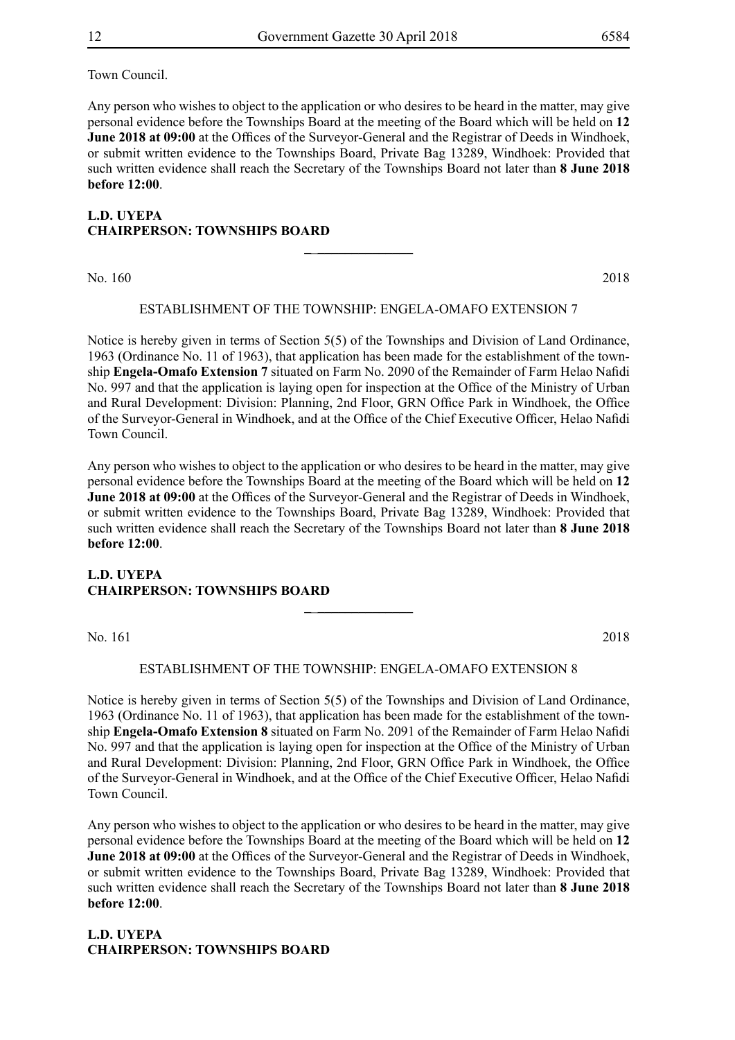Town Council.

Any person who wishes to object to the application or who desires to be heard in the matter, may give personal evidence before the Townships Board at the meeting of the Board which will be held on **12 June 2018 at 09:00** at the Offices of the Surveyor-General and the Registrar of Deeds in Windhoek, or submit written evidence to the Townships Board, Private Bag 13289, Windhoek: Provided that such written evidence shall reach the Secretary of the Townships Board not later than **8 June 2018 before 12:00**.

**L.D. UYEPA**
**CHAIRPERSON: TOWNSHIPS BOARD**

---

No. 160 2018

ESTABLISHMENT OF THE TOWNSHIP: ENGELA-OMAFO EXTENSION 7

Notice is hereby given in terms of Section 5(5) of the Townships and Division of Land Ordinance, 1963 (Ordinance No. 11 of 1963), that application has been made for the establishment of the township **Engela-Omafo Extension 7** situated on Farm No. 2090 of the Remainder of Farm Helao Nafidi No. 997 and that the application is laying open for inspection at the Office of the Ministry of Urban and Rural Development: Division: Planning, 2nd Floor, GRN Office Park in Windhoek, the Office of the Surveyor-General in Windhoek, and at the Office of the Chief Executive Officer, Helao Nafidi Town Council.

Any person who wishes to object to the application or who desires to be heard in the matter, may give personal evidence before the Townships Board at the meeting of the Board which will be held on **12 June 2018 at 09:00** at the Offices of the Surveyor-General and the Registrar of Deeds in Windhoek, or submit written evidence to the Townships Board, Private Bag 13289, Windhoek: Provided that such written evidence shall reach the Secretary of the Townships Board not later than **8 June 2018 before 12:00**.

**L.D. UYEPA**
**CHAIRPERSON: TOWNSHIPS BOARD**

---

No. 161 2018

ESTABLISHMENT OF THE TOWNSHIP: ENGELA-OMAFO EXTENSION 8

Notice is hereby given in terms of Section 5(5) of the Townships and Division of Land Ordinance, 1963 (Ordinance No. 11 of 1963), that application has been made for the establishment of the township **Engela-Omafo Extension 8** situated on Farm No. 2091 of the Remainder of Farm Helao Nafidi No. 997 and that the application is laying open for inspection at the Office of the Ministry of Urban and Rural Development: Division: Planning, 2nd Floor, GRN Office Park in Windhoek, the Office of the Surveyor-General in Windhoek, and at the Office of the Chief Executive Officer, Helao Nafidi Town Council.

Any person who wishes to object to the application or who desires to be heard in the matter, may give personal evidence before the Townships Board at the meeting of the Board which will be held on **12 June 2018 at 09:00** at the Offices of the Surveyor-General and the Registrar of Deeds in Windhoek, or submit written evidence to the Townships Board, Private Bag 13289, Windhoek: Provided that such written evidence shall reach the Secretary of the Townships Board not later than **8 June 2018 before 12:00**.

**L.D. UYEPA**
**CHAIRPERSON: TOWNSHIPS BOARD**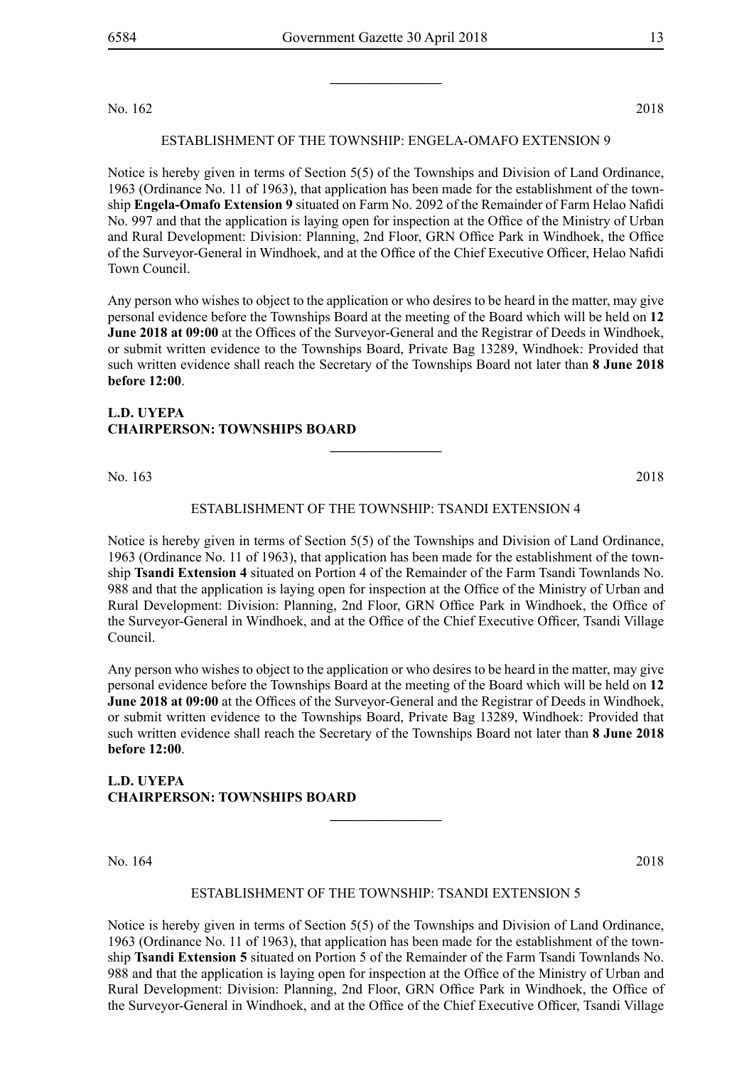No. 162 2018

ESTABLISHMENT OF THE TOWNSHIP: ENGELA-OMAFO EXTENSION 9

Notice is hereby given in terms of Section 5(5) of the Townships and Division of Land Ordinance, 1963 (Ordinance No. 11 of 1963), that application has been made for the establishment of the township **Engela-Omafo Extension 9** situated on Farm No. 2092 of the Remainder of Farm Helao Nafidi No. 997 and that the application is laying open for inspection at the Office of the Ministry of Urban and Rural Development: Division: Planning, 2nd Floor, GRN Office Park in Windhoek, the Office of the Surveyor-General in Windhoek, and at the Office of the Chief Executive Officer, Helao Nafidi Town Council.

Any person who wishes to object to the application or who desires to be heard in the matter, may give personal evidence before the Townships Board at the meeting of the Board which will be held on **12 June 2018 at 09:00** at the Offices of the Surveyor-General and the Registrar of Deeds in Windhoek, or submit written evidence to the Townships Board, Private Bag 13289, Windhoek: Provided that such written evidence shall reach the Secretary of the Townships Board not later than **8 June 2018 before 12:00**.

**L.D. UYEPA**
**CHAIRPERSON: TOWNSHIPS BOARD**

---

No. 163 2018

ESTABLISHMENT OF THE TOWNSHIP: TSANDI EXTENSION 4

Notice is hereby given in terms of Section 5(5) of the Townships and Division of Land Ordinance, 1963 (Ordinance No. 11 of 1963), that application has been made for the establishment of the township **Tsandi Extension 4** situated on Portion 4 of the Remainder of the Farm Tsandi Townlands No. 988 and that the application is laying open for inspection at the Office of the Ministry of Urban and Rural Development: Division: Planning, 2nd Floor, GRN Office Park in Windhoek, the Office of the Surveyor-General in Windhoek, and at the Office of the Chief Executive Officer, Tsandi Village Council.

Any person who wishes to object to the application or who desires to be heard in the matter, may give personal evidence before the Townships Board at the meeting of the Board which will be held on **12 June 2018 at 09:00** at the Offices of the Surveyor-General and the Registrar of Deeds in Windhoek, or submit written evidence to the Townships Board, Private Bag 13289, Windhoek: Provided that such written evidence shall reach the Secretary of the Townships Board not later than **8 June 2018 before 12:00**.

**L.D. UYEPA**
**CHAIRPERSON: TOWNSHIPS BOARD**

---

No. 164 2018

ESTABLISHMENT OF THE TOWNSHIP: TSANDI EXTENSION 5

Notice is hereby given in terms of Section 5(5) of the Townships and Division of Land Ordinance, 1963 (Ordinance No. 11 of 1963), that application has been made for the establishment of the township **Tsandi Extension 5** situated on Portion 5 of the Remainder of the Farm Tsandi Townlands No. 988 and that the application is laying open for inspection at the Office of the Ministry of Urban and Rural Development: Division: Planning, 2nd Floor, GRN Office Park in Windhoek, the Office of the Surveyor-General in Windhoek, and at the Office of the Chief Executive Officer, Tsandi Village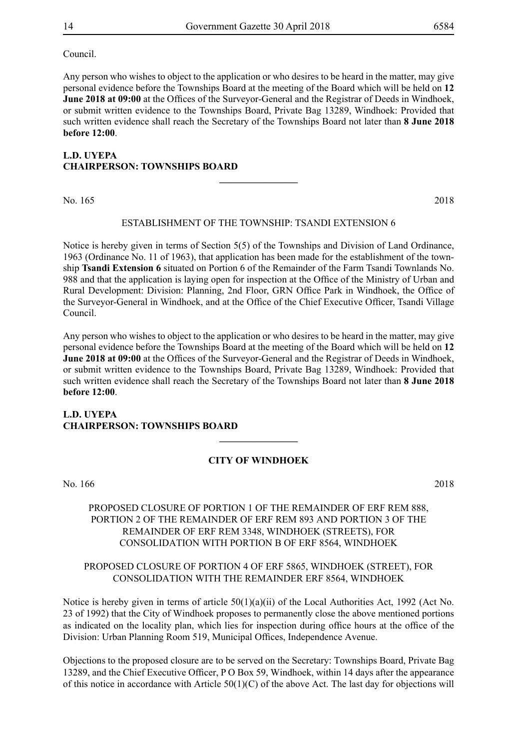Council.

Any person who wishes to object to the application or who desires to be heard in the matter, may give personal evidence before the Townships Board at the meeting of the Board which will be held on **12 June 2018 at 09:00** at the Offices of the Surveyor-General and the Registrar of Deeds in Windhoek, or submit written evidence to the Townships Board, Private Bag 13289, Windhoek: Provided that such written evidence shall reach the Secretary of the Townships Board not later than **8 June 2018 before 12:00**.

**L.D. UYEPA**
**CHAIRPERSON: TOWNSHIPS BOARD**

---

No. 165 2018

ESTABLISHMENT OF THE TOWNSHIP: TSANDI EXTENSION 6

Notice is hereby given in terms of Section 5(5) of the Townships and Division of Land Ordinance, 1963 (Ordinance No. 11 of 1963), that application has been made for the establishment of the township **Tsandi Extension 6** situated on Portion 6 of the Remainder of the Farm Tsandi Townlands No. 988 and that the application is laying open for inspection at the Office of the Ministry of Urban and Rural Development: Division: Planning, 2nd Floor, GRN Office Park in Windhoek, the Office of the Surveyor-General in Windhoek, and at the Office of the Chief Executive Officer, Tsandi Village Council.

Any person who wishes to object to the application or who desires to be heard in the matter, may give personal evidence before the Townships Board at the meeting of the Board which will be held on **12 June 2018 at 09:00** at the Offices of the Surveyor-General and the Registrar of Deeds in Windhoek, or submit written evidence to the Townships Board, Private Bag 13289, Windhoek: Provided that such written evidence shall reach the Secretary of the Townships Board not later than **8 June 2018 before 12:00**.

**L.D. UYEPA**
**CHAIRPERSON: TOWNSHIPS BOARD**

---

**CITY OF WINDHOEK**

No. 166 2018

PROPOSED CLOSURE OF PORTION 1 OF THE REMAINDER OF ERF REM 888, PORTION 2 OF THE REMAINDER OF ERF REM 893 AND PORTION 3 OF THE REMAINDER OF ERF REM 3348, WINDHOEK (STREETS), FOR CONSOLIDATION WITH PORTION B OF ERF 8564, WINDHOEK

PROPOSED CLOSURE OF PORTION 4 OF ERF 5865, WINDHOEK (STREET), FOR CONSOLIDATION WITH THE REMAINDER ERF 8564, WINDHOEK

Notice is hereby given in terms of article 50(1)(a)(ii) of the Local Authorities Act, 1992 (Act No. 23 of 1992) that the City of Windhoek proposes to permanently close the above mentioned portions as indicated on the locality plan, which lies for inspection during office hours at the office of the Division: Urban Planning Room 519, Municipal Offices, Independence Avenue.

Objections to the proposed closure are to be served on the Secretary: Townships Board, Private Bag 13289, and the Chief Executive Officer, P O Box 59, Windhoek, within 14 days after the appearance of this notice in accordance with Article 50(1)(C) of the above Act. The last day for objections will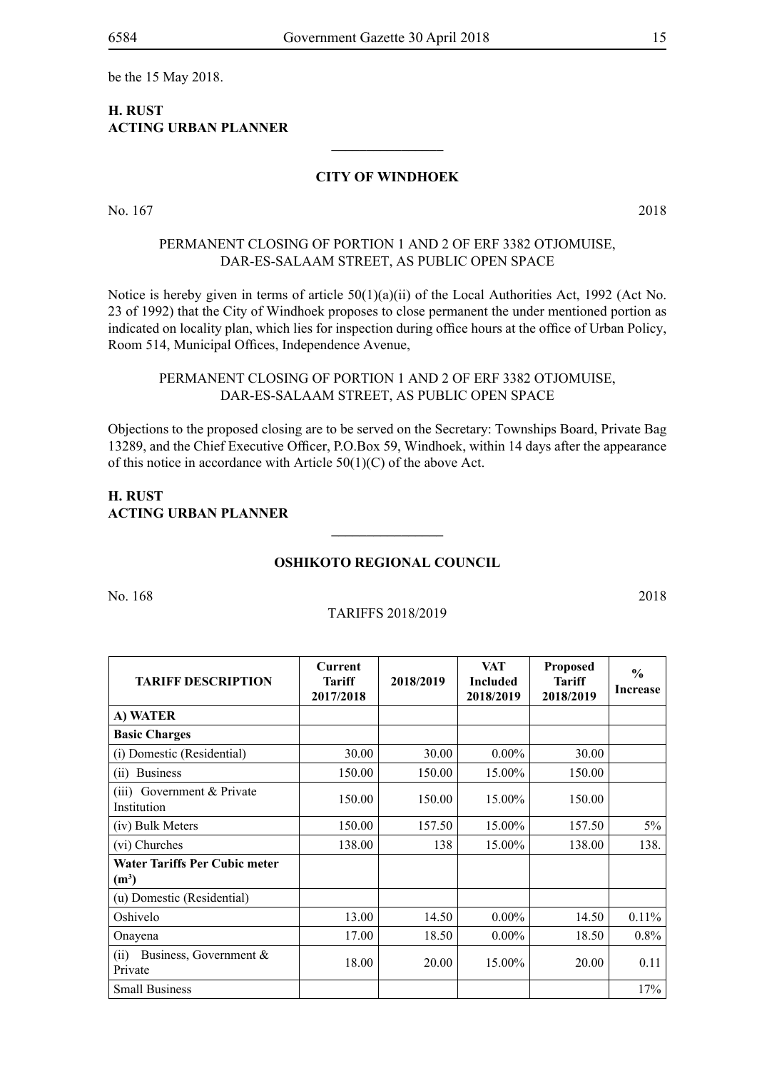be the 15 May 2018.

**H. RUST**
**ACTING URBAN PLANNER**

---

**CITY OF WINDHOEK**

No. 167 2018

PERMANENT CLOSING OF PORTION 1 AND 2 OF ERF 3382 OTJOMUISE, DAR-ES-SALAAM STREET, AS PUBLIC OPEN SPACE

Notice is hereby given in terms of article 50(1)(a)(ii) of the Local Authorities Act, 1992 (Act No. 23 of 1992) that the City of Windhoek proposes to close permanent the under mentioned portion as indicated on locality plan, which lies for inspection during office hours at the office of Urban Policy, Room 514, Municipal Offices, Independence Avenue,

PERMANENT CLOSING OF PORTION 1 AND 2 OF ERF 3382 OTJOMUISE, DAR-ES-SALAAM STREET, AS PUBLIC OPEN SPACE

Objections to the proposed closing are to be served on the Secretary: Townships Board, Private Bag 13289, and the Chief Executive Officer, P.O.Box 59, Windhoek, within 14 days after the appearance of this notice in accordance with Article 50(1)(C) of the above Act.

**H. RUST**
**ACTING URBAN PLANNER**

---

**OSHIKOTO REGIONAL COUNCIL**

No. 168 2018

TARIFFS 2018/2019

| TARIFF DESCRIPTION | Current Tariff 2017/2018 | 2018/2019 | VAT Included 2018/2019 | Proposed Tariff 2018/2019 | % Increase |
|---|---|---|---|---|---|
| **A) WATER** | | | | | |
| **Basic Charges** | | | | | |
| (i) Domestic (Residential) | 30.00 | 30.00 | 0.00% | 30.00 | |
| (ii) Business | 150.00 | 150.00 | 15.00% | 150.00 | |
| (iii) Government & Private Institution | 150.00 | 150.00 | 15.00% | 150.00 | |
| (iv) Bulk Meters | 150.00 | 157.50 | 15.00% | 157.50 | 5% |
| (vi) Churches | 138.00 | 138 | 15.00% | 138.00 | 138. |
| **Water Tariffs Per Cubic meter ($m^3$)** | | | | | |
| (u) Domestic (Residential) | | | | | |
| Oshivelo | 13.00 | 14.50 | 0.00% | 14.50 | 0.11% |
| Onayena | 17.00 | 18.50 | 0.00% | 18.50 | 0.8% |
| (ii) Business, Government & Private | 18.00 | 20.00 | 15.00% | 20.00 | 0.11 |
| Small Business | | | | | 17% |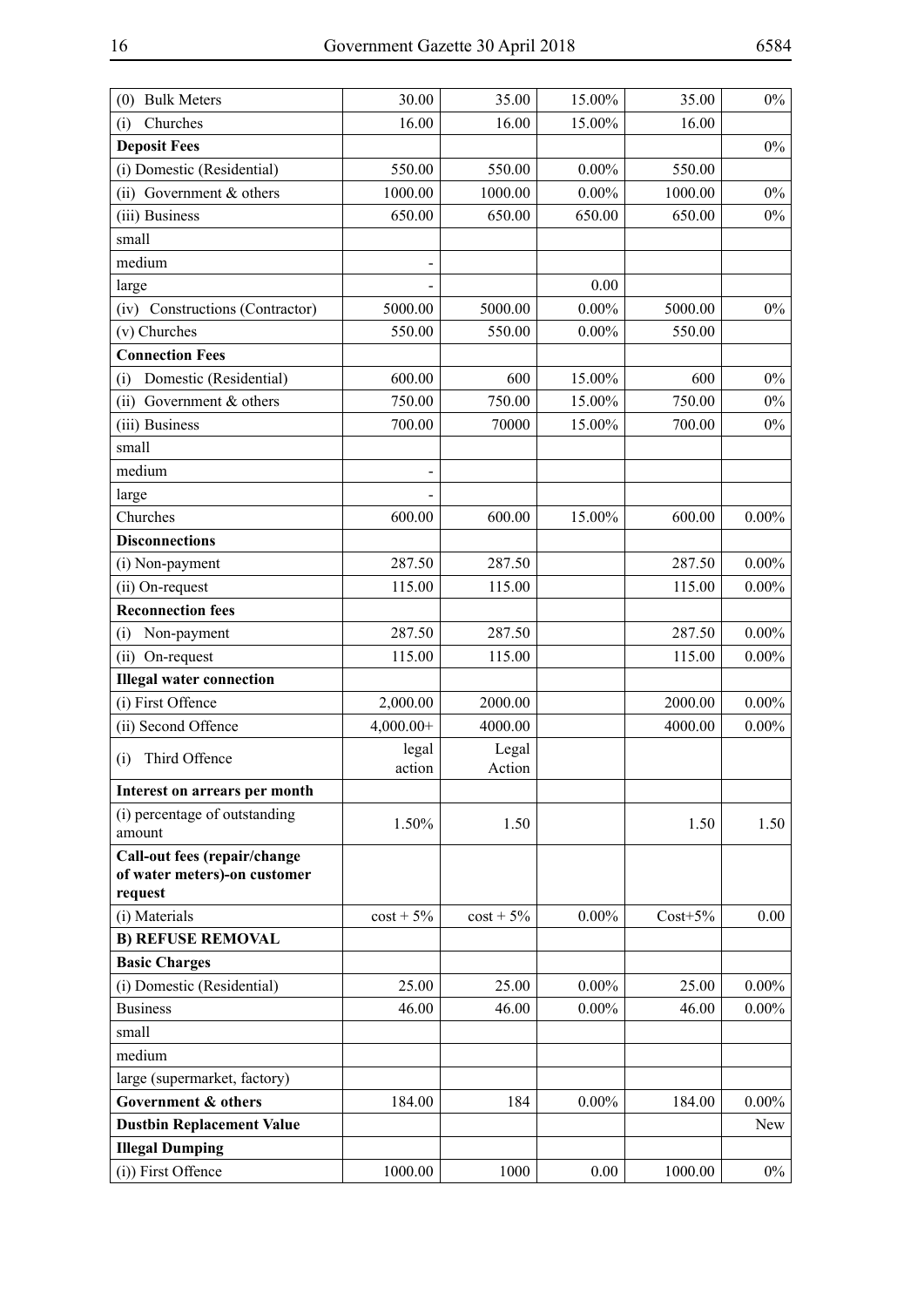| (0) Bulk Meters | 30.00 | 35.00 | 15.00% | 35.00 | 0% |
|---|---|---|---|---|---|
| (i) Churches | 16.00 | 16.00 | 15.00% | 16.00 | |
| **Deposit Fees** | | | | | 0% |
| (i) Domestic (Residential) | 550.00 | 550.00 | 0.00% | 550.00 | |
| (ii) Government & others | 1000.00 | 1000.00 | 0.00% | 1000.00 | 0% |
| (iii) Business | 650.00 | 650.00 | 650.00 | 650.00 | 0% |
| small | | | | | |
| medium | - | | | | |
| large | - | | 0.00 | | |
| (iv) Constructions (Contractor) | 5000.00 | 5000.00 | 0.00% | 5000.00 | 0% |
| (v) Churches | 550.00 | 550.00 | 0.00% | 550.00 | |
| **Connection Fees** | | | | | |
| (i) Domestic (Residential) | 600.00 | 600 | 15.00% | 600 | 0% |
| (ii) Government & others | 750.00 | 750.00 | 15.00% | 750.00 | 0% |
| (iii) Business | 700.00 | 70000 | 15.00% | 700.00 | 0% |
| small | | | | | |
| medium | - | | | | |
| large | - | | | | |
| Churches | 600.00 | 600.00 | 15.00% | 600.00 | 0.00% |
| **Disconnections** | | | | | |
| (i) Non-payment | 287.50 | 287.50 | | 287.50 | 0.00% |
| (ii) On-request | 115.00 | 115.00 | | 115.00 | 0.00% |
| **Reconnection fees** | | | | | |
| (i) Non-payment | 287.50 | 287.50 | | 287.50 | 0.00% |
| (ii) On-request | 115.00 | 115.00 | | 115.00 | 0.00% |
| **Illegal water connection** | | | | | |
| (i) First Offence | 2,000.00 | 2000.00 | | 2000.00 | 0.00% |
| (ii) Second Offence | 4,000.00+ | 4000.00 | | 4000.00 | 0.00% |
| (i) Third Offence | legal action | Legal Action | | | |
| **Interest on arrears per month** | | | | | |
| (i) percentage of outstanding amount | 1.50% | 1.50 | | 1.50 | 1.50 |
| **Call-out fees (repair/change of water meters)-on customer request** | | | | | |
| (i) Materials | cost + 5% | cost + 5% | 0.00% | Cost+5% | 0.00 |
| **B) REFUSE REMOVAL** | | | | | |
| **Basic Charges** | | | | | |
| (i) Domestic (Residential) | 25.00 | 25.00 | 0.00% | 25.00 | 0.00% |
| Business | 46.00 | 46.00 | 0.00% | 46.00 | 0.00% |
| small | | | | | |
| medium | | | | | |
| large (supermarket, factory) | | | | | |
| **Government & others** | 184.00 | 184 | 0.00% | 184.00 | 0.00% |
| **Dustbin Replacement Value** | | | | | New |
| **Illegal Dumping** | | | | | |
| (i)) First Offence | 1000.00 | 1000 | 0.00 | 1000.00 | 0% |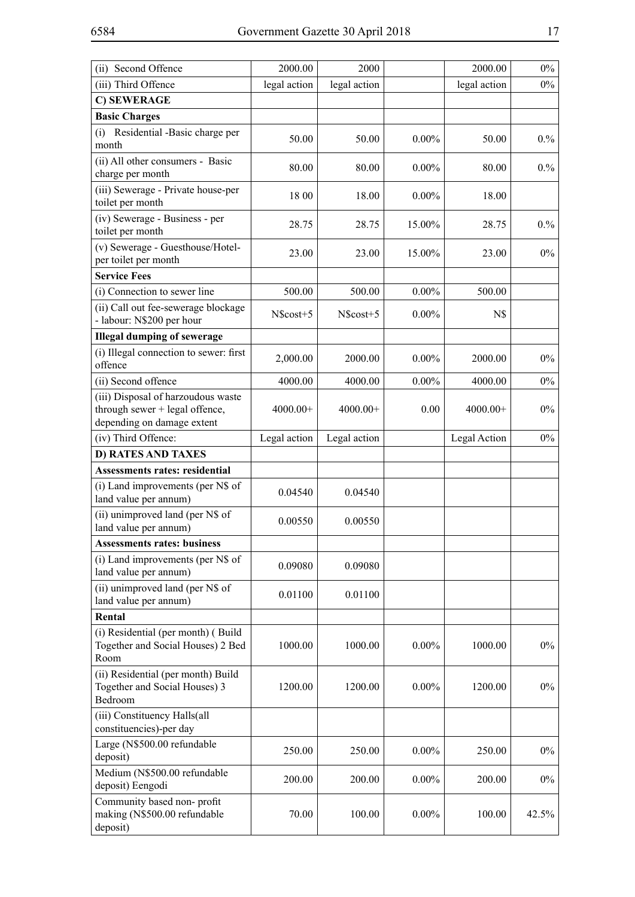| (ii) Second Offence | 2000.00 | 2000 | | 2000.00 | 0% |
|---|---|---|---|---|---|
| (iii) Third Offence | legal action | legal action | | legal action | 0% |
| **C) SEWERAGE** | | | | | |
| **Basic Charges** | | | | | |
| (i) Residential -Basic charge per month | 50.00 | 50.00 | 0.00% | 50.00 | 0.% |
| (ii) All other consumers - Basic charge per month | 80.00 | 80.00 | 0.00% | 80.00 | 0.% |
| (iii) Sewerage - Private house-per toilet per month | 18 00 | 18.00 | 0.00% | 18.00 | |
| (iv) Sewerage - Business - per toilet per month | 28.75 | 28.75 | 15.00% | 28.75 | 0.% |
| (v) Sewerage - Guesthouse/Hotel-per toilet per month | 23.00 | 23.00 | 15.00% | 23.00 | 0% |
| **Service Fees** | | | | | |
| (i) Connection to sewer line | 500.00 | 500.00 | 0.00% | 500.00 | |
| (ii) Call out fee-sewerage blockage - labour: N$200 per hour | N$cost+5 | N$cost+5 | 0.00% | N$ | |
| **Illegal dumping of sewerage** | | | | | |
| (i) Illegal connection to sewer: first offence | 2,000.00 | 2000.00 | 0.00% | 2000.00 | 0% |
| (ii) Second offence | 4000.00 | 4000.00 | 0.00% | 4000.00 | 0% |
| (iii) Disposal of harzoudous waste through sewer + legal offence, depending on damage extent | 4000.00+ | 4000.00+ | 0.00 | 4000.00+ | 0% |
| (iv) Third Offence: | Legal action | Legal action | | Legal Action | 0% |
| **D) RATES AND TAXES** | | | | | |
| **Assessments rates: residential** | | | | | |
| (i) Land improvements (per N$ of land value per annum) | 0.04540 | 0.04540 | | | |
| (ii) unimproved land (per N$ of land value per annum) | 0.00550 | 0.00550 | | | |
| **Assessments rates: business** | | | | | |
| (i) Land improvements (per N$ of land value per annum) | 0.09080 | 0.09080 | | | |
| (ii) unimproved land (per N$ of land value per annum) | 0.01100 | 0.01100 | | | |
| **Rental** | | | | | |
| (i) Residential (per month) ( Build Together and Social Houses) 2 Bed Room | 1000.00 | 1000.00 | 0.00% | 1000.00 | 0% |
| (ii) Residential (per month) Build Together and Social Houses) 3 Bedroom | 1200.00 | 1200.00 | 0.00% | 1200.00 | 0% |
| (iii) Constituency Halls(all constituencies)-per day | | | | | |
| Large (N$500.00 refundable deposit) | 250.00 | 250.00 | 0.00% | 250.00 | 0% |
| Medium (N$500.00 refundable deposit) Eengodi | 200.00 | 200.00 | 0.00% | 200.00 | 0% |
| Community based non- profit making (N$500.00 refundable deposit) | 70.00 | 100.00 | 0.00% | 100.00 | 42.5% |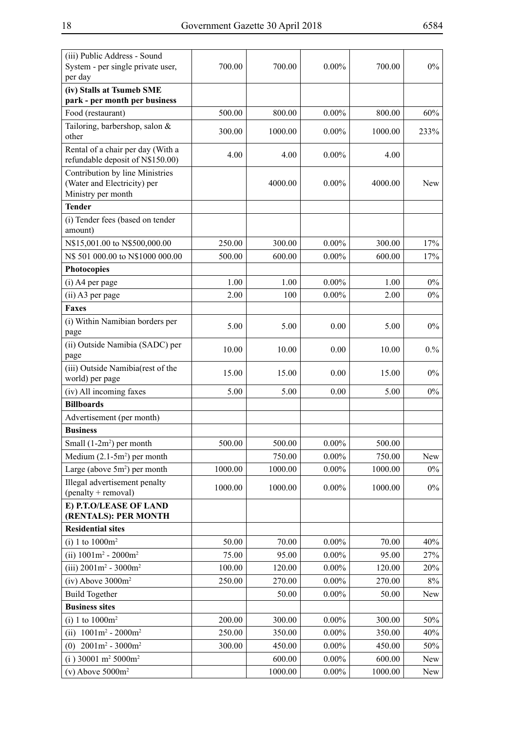| | | | | | |
|---|---|---|---|---|---|
| (iii) Public Address - Sound System - per single private user, per day | 700.00 | 700.00 | 0.00% | 700.00 | 0% |
| **(iv) Stalls at Tsumeb SME park - per month per business** | | | | | |
| Food (restaurant) | 500.00 | 800.00 | 0.00% | 800.00 | 60% |
| Tailoring, barbershop, salon & other | 300.00 | 1000.00 | 0.00% | 1000.00 | 233% |
| Rental of a chair per day (With a refundable deposit of N$150.00) | 4.00 | 4.00 | 0.00% | 4.00 | |
| Contribution by line Ministries (Water and Electricity) per Ministry per month | | 4000.00 | 0.00% | 4000.00 | New |
| **Tender** | | | | | |
| (i) Tender fees (based on tender amount) | | | | | |
| N$15,001.00 to N$500,000.00 | 250.00 | 300.00 | 0.00% | 300.00 | 17% |
| N$ 501 000.00 to N$1000 000.00 | 500.00 | 600.00 | 0.00% | 600.00 | 17% |
| **Photocopies** | | | | | |
| (i) A4 per page | 1.00 | 1.00 | 0.00% | 1.00 | 0% |
| (ii) A3 per page | 2.00 | 100 | 0.00% | 2.00 | 0% |
| **Faxes** | | | | | |
| (i) Within Namibian borders per page | 5.00 | 5.00 | 0.00 | 5.00 | 0% |
| (ii) Outside Namibia (SADC) per page | 10.00 | 10.00 | 0.00 | 10.00 | 0.% |
| (iii) Outside Namibia(rest of the world) per page | 15.00 | 15.00 | 0.00 | 15.00 | 0% |
| (iv) All incoming faxes | 5.00 | 5.00 | 0.00 | 5.00 | 0% |
| **Billboards** | | | | | |
| Advertisement (per month) | | | | | |
| **Business** | | | | | |
| Small (1-2m²) per month | 500.00 | 500.00 | 0.00% | 500.00 | |
| Medium (2.1-5m²) per month | | 750.00 | 0.00% | 750.00 | New |
| Large (above 5m²) per month | 1000.00 | 1000.00 | 0.00% | 1000.00 | 0% |
| Illegal advertisement penalty (penalty + removal) | 1000.00 | 1000.00 | 0.00% | 1000.00 | 0% |
| **E) P.T.O/LEASE OF LAND (RENTALS): PER MONTH** | | | | | |
| **Residential sites** | | | | | |
| (i) 1 to 1000m² | 50.00 | 70.00 | 0.00% | 70.00 | 40% |
| (ii) 1001m² - 2000m² | 75.00 | 95.00 | 0.00% | 95.00 | 27% |
| (iii) 2001m² - 3000m² | 100.00 | 120.00 | 0.00% | 120.00 | 20% |
| (iv) Above 3000m² | 250.00 | 270.00 | 0.00% | 270.00 | 8% |
| Build Together | | 50.00 | 0.00% | 50.00 | New |
| **Business sites** | | | | | |
| (i) 1 to 1000m² | 200.00 | 300.00 | 0.00% | 300.00 | 50% |
| (ii) 1001m² - 2000m² | 250.00 | 350.00 | 0.00% | 350.00 | 40% |
| (0) 2001m² - 3000m² | 300.00 | 450.00 | 0.00% | 450.00 | 50% |
| (i ) 30001 m² 5000m² | | 600.00 | 0.00% | 600.00 | New |
| (v) Above 5000m² | | 1000.00 | 0.00% | 1000.00 | New |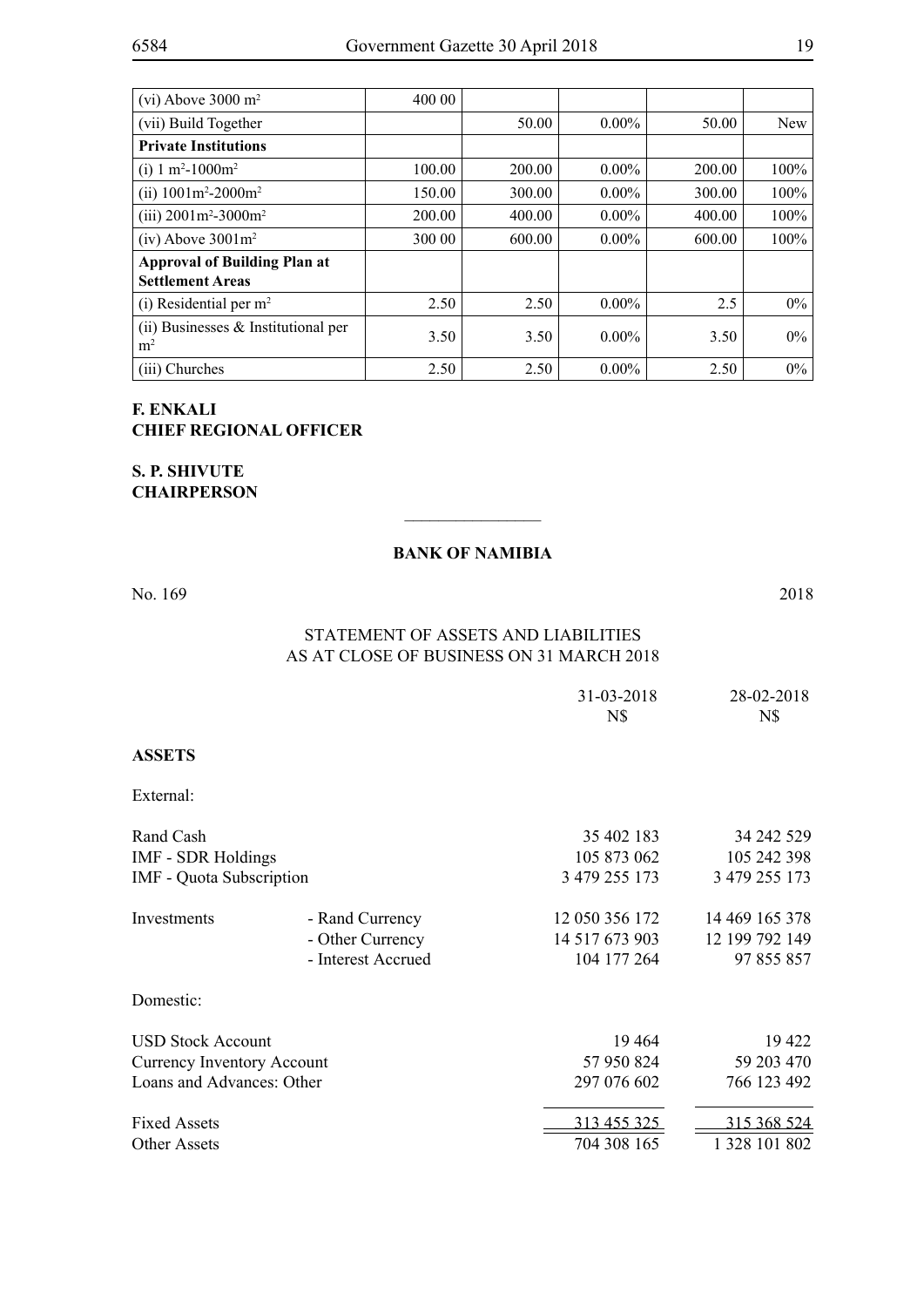| (vi) Above 3000 $m^2$ | 400 00 | | | | |
|---|---|---|---|---|---|
| (vii) Build Together | | 50.00 | 0.00% | 50.00 | New |
| **Private Institutions** | | | | | |
| (i) 1 $m^2$-1000$m^2$ | 100.00 | 200.00 | 0.00% | 200.00 | 100% |
| (ii) 1001$m^2$-2000$m^2$ | 150.00 | 300.00 | 0.00% | 300.00 | 100% |
| (iii) 2001$m^2$-3000$m^2$ | 200.00 | 400.00 | 0.00% | 400.00 | 100% |
| (iv) Above 3001$m^2$ | 300 00 | 600.00 | 0.00% | 600.00 | 100% |
| **Approval of Building Plan at Settlement Areas** | | | | | |
| (i) Residential per $m^2$ | 2.50 | 2.50 | 0.00% | 2.5 | 0% |
| (ii) Businesses & Institutional per $m^2$ | 3.50 | 3.50 | 0.00% | 3.50 | 0% |
| (iii) Churches | 2.50 | 2.50 | 0.00% | 2.50 | 0% |

**F. ENKALI**
**CHIEF REGIONAL OFFICER**

**S. P. SHIVUTE**
**CHAIRPERSON**

---

## BANK OF NAMIBIA

No. 169 2018

STATEMENT OF ASSETS AND LIABILITIES
AS AT CLOSE OF BUSINESS ON 31 MARCH 2018

| | | 31-03-2018 N$ | 28-02-2018 N$ |
|---|---|---|---|
| **ASSETS** | | | |
| External: | | | |
| Rand Cash | | 35 402 183 | 34 242 529 |
| IMF - SDR Holdings | | 105 873 062 | 105 242 398 |
| IMF - Quota Subscription | | 3 479 255 173 | 3 479 255 173 |
| Investments | - Rand Currency | 12 050 356 172 | 14 469 165 378 |
| | - Other Currency | 14 517 673 903 | 12 199 792 149 |
| | - Interest Accrued | 104 177 264 | 97 855 857 |
| Domestic: | | | |
| USD Stock Account | | 19 464 | 19 422 |
| Currency Inventory Account | | 57 950 824 | 59 203 470 |
| Loans and Advances: Other | | 297 076 602 | 766 123 492 |
| Fixed Assets | | 313 455 325 | 315 368 524 |
| Other Assets | | 704 308 165 | 1 328 101 802 |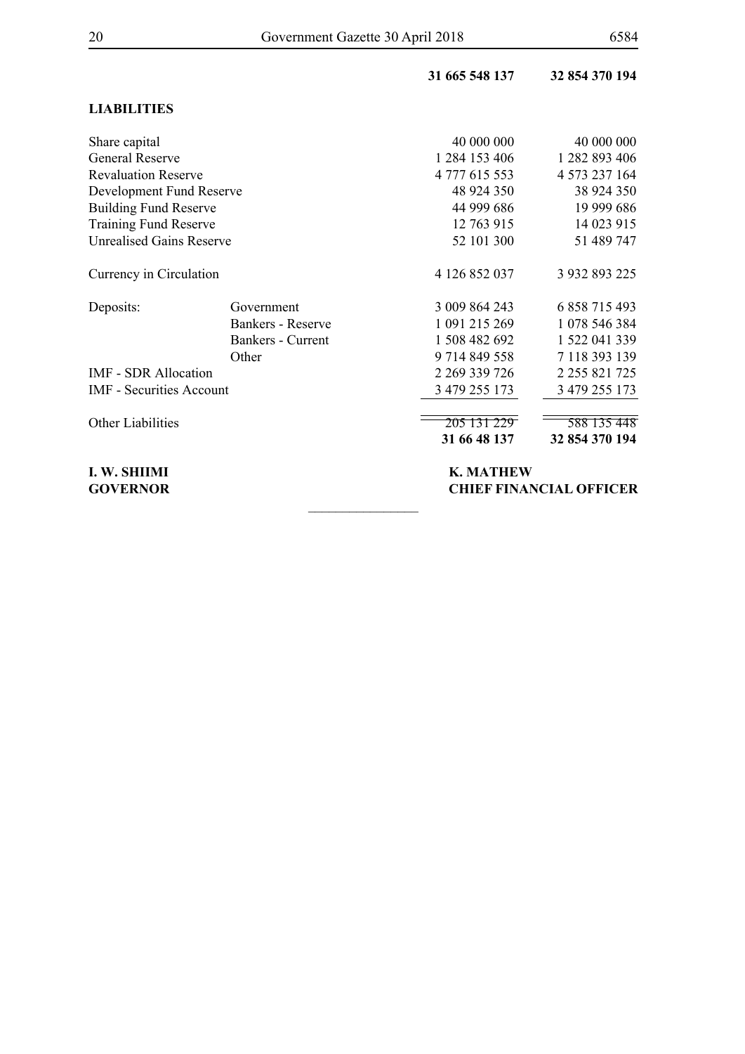| | | | |
|---|---|---|---|
| | | **31 665 548 137** | **32 854 370 194** |
| **LIABILITIES** | | | |
| Share capital | | 40 000 000 | 40 000 000 |
| General Reserve | | 1 284 153 406 | 1 282 893 406 |
| Revaluation Reserve | | 4 777 615 553 | 4 573 237 164 |
| Development Fund Reserve | | 48 924 350 | 38 924 350 |
| Building Fund Reserve | | 44 999 686 | 19 999 686 |
| Training Fund Reserve | | 12 763 915 | 14 023 915 |
| Unrealised Gains Reserve | | 52 101 300 | 51 489 747 |
| Currency in Circulation | | 4 126 852 037 | 3 932 893 225 |
| Deposits: | Government | 3 009 864 243 | 6 858 715 493 |
| | Bankers - Reserve | 1 091 215 269 | 1 078 546 384 |
| | Bankers - Current | 1 508 482 692 | 1 522 041 339 |
| | Other | 9 714 849 558 | 7 118 393 139 |
| IMF - SDR Allocation | | 2 269 339 726 | 2 255 821 725 |
| IMF - Securities Account | | 3 479 255 173 | 3 479 255 173 |
| Other Liabilities | | 205 131 229 | 588 135 448 |
| | | **31 66 48 137** | **32 854 370 194** |

**I. W. SHIIMI**
**GOVERNOR**

**K. MATHEW**
**CHIEF FINANCIAL OFFICER**